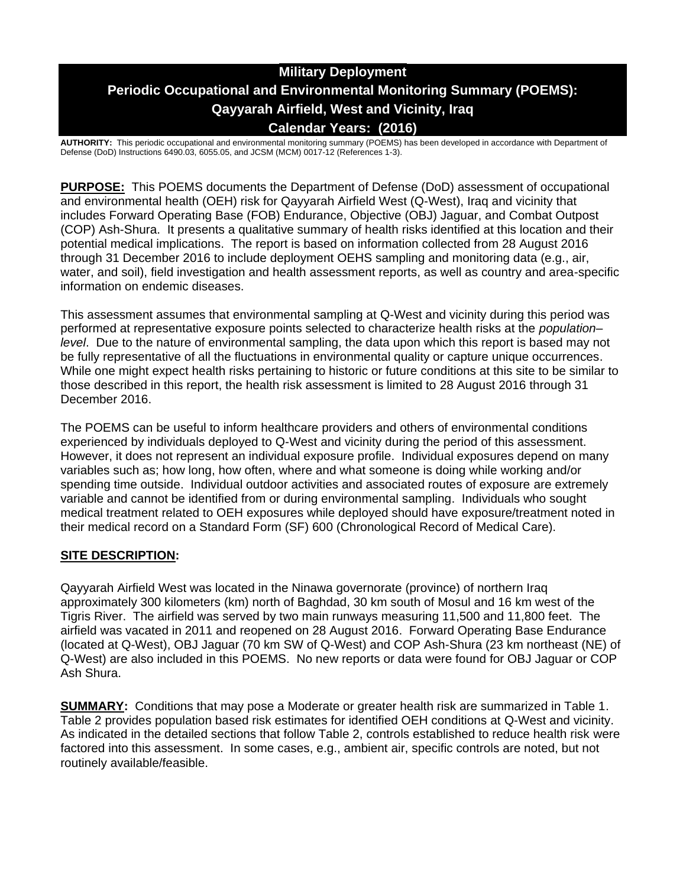# Military Deployment
# Periodic Occupational and Environmental Monitoring Summary (POEMS): Qayyarah Airfield, West and Vicinity, Iraq
# Calendar Years: (2016)

**AUTHORITY:** This periodic occupational and environmental monitoring summary (POEMS) has been developed in accordance with Department of Defense (DoD) Instructions 6490.03, 6055.05, and JCSM (MCM) 0017-12 (References 1-3).

**PURPOSE:** This POEMS documents the Department of Defense (DoD) assessment of occupational and environmental health (OEH) risk for Qayyarah Airfield West (Q-West), Iraq and vicinity that includes Forward Operating Base (FOB) Endurance, Objective (OBJ) Jaguar, and Combat Outpost (COP) Ash-Shura. It presents a qualitative summary of health risks identified at this location and their potential medical implications. The report is based on information collected from 28 August 2016 through 31 December 2016 to include deployment OEHS sampling and monitoring data (e.g., air, water, and soil), field investigation and health assessment reports, as well as country and area-specific information on endemic diseases.

This assessment assumes that environmental sampling at Q-West and vicinity during this period was performed at representative exposure points selected to characterize health risks at the *population–level*. Due to the nature of environmental sampling, the data upon which this report is based may not be fully representative of all the fluctuations in environmental quality or capture unique occurrences. While one might expect health risks pertaining to historic or future conditions at this site to be similar to those described in this report, the health risk assessment is limited to 28 August 2016 through 31 December 2016.

The POEMS can be useful to inform healthcare providers and others of environmental conditions experienced by individuals deployed to Q-West and vicinity during the period of this assessment. However, it does not represent an individual exposure profile. Individual exposures depend on many variables such as; how long, how often, where and what someone is doing while working and/or spending time outside. Individual outdoor activities and associated routes of exposure are extremely variable and cannot be identified from or during environmental sampling. Individuals who sought medical treatment related to OEH exposures while deployed should have exposure/treatment noted in their medical record on a Standard Form (SF) 600 (Chronological Record of Medical Care).

## SITE DESCRIPTION:

Qayyarah Airfield West was located in the Ninawa governorate (province) of northern Iraq approximately 300 kilometers (km) north of Baghdad, 30 km south of Mosul and 16 km west of the Tigris River. The airfield was served by two main runways measuring 11,500 and 11,800 feet. The airfield was vacated in 2011 and reopened on 28 August 2016. Forward Operating Base Endurance (located at Q-West), OBJ Jaguar (70 km SW of Q-West) and COP Ash-Shura (23 km northeast (NE) of Q-West) are also included in this POEMS. No new reports or data were found for OBJ Jaguar or COP Ash Shura.

**SUMMARY:** Conditions that may pose a Moderate or greater health risk are summarized in Table 1. Table 2 provides population based risk estimates for identified OEH conditions at Q-West and vicinity. As indicated in the detailed sections that follow Table 2, controls established to reduce health risk were factored into this assessment. In some cases, e.g., ambient air, specific controls are noted, but not routinely available/feasible.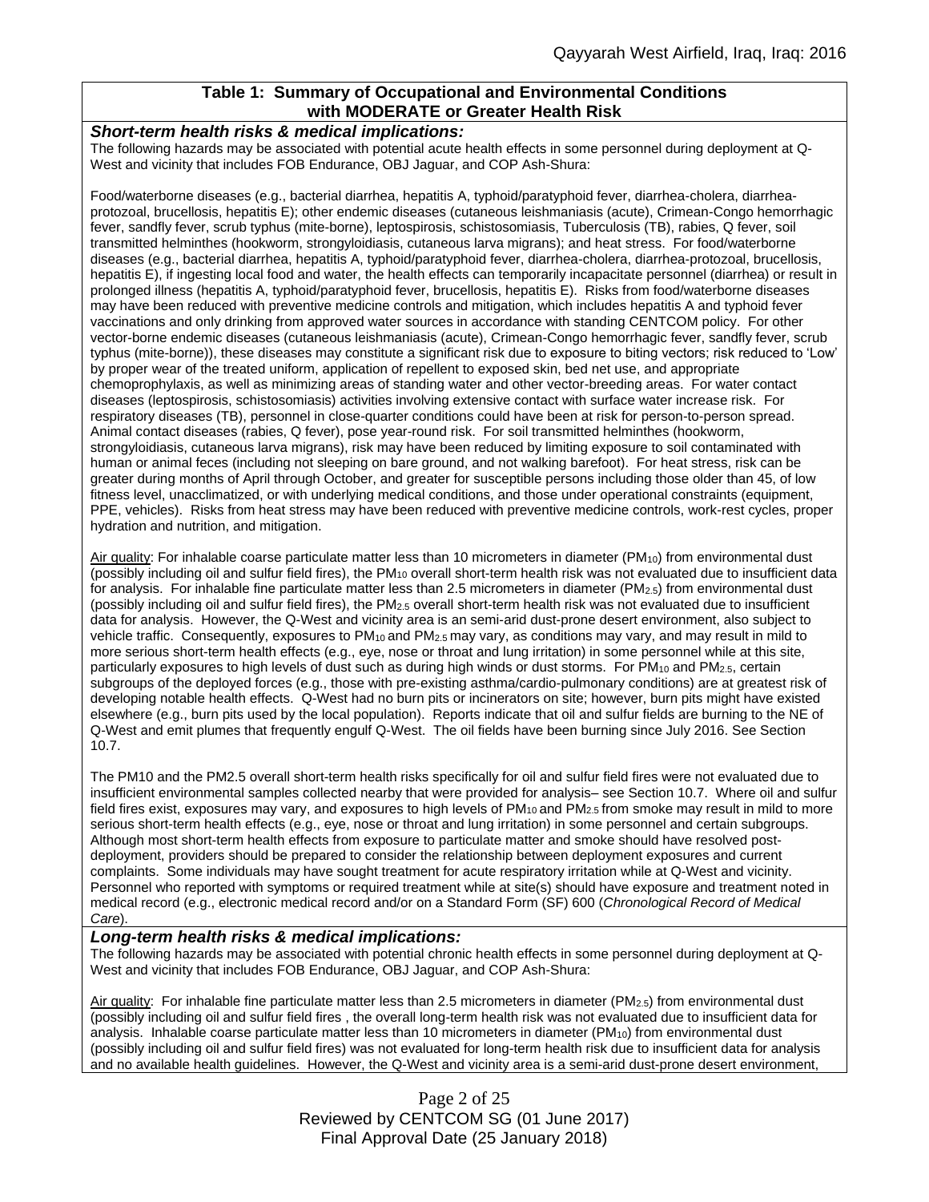### Table 1: Summary of Occupational and Environmental Conditions with MODERATE or Greater Health Risk

***Short-term health risks & medical implications:***

The following hazards may be associated with potential acute health effects in some personnel during deployment at Q-West and vicinity that includes FOB Endurance, OBJ Jaguar, and COP Ash-Shura:

Food/waterborne diseases (e.g., bacterial diarrhea, hepatitis A, typhoid/paratyphoid fever, diarrhea-cholera, diarrhea-protozoal, brucellosis, hepatitis E); other endemic diseases (cutaneous leishmaniasis (acute), Crimean-Congo hemorrhagic fever, sandfly fever, scrub typhus (mite-borne), leptospirosis, schistosomiasis, Tuberculosis (TB), rabies, Q fever, soil transmitted helminthes (hookworm, strongyloidiasis, cutaneous larva migrans); and heat stress. For food/waterborne diseases (e.g., bacterial diarrhea, hepatitis A, typhoid/paratyphoid fever, diarrhea-cholera, diarrhea-protozoal, brucellosis, hepatitis E), if ingesting local food and water, the health effects can temporarily incapacitate personnel (diarrhea) or result in prolonged illness (hepatitis A, typhoid/paratyphoid fever, brucellosis, hepatitis E). Risks from food/waterborne diseases may have been reduced with preventive medicine controls and mitigation, which includes hepatitis A and typhoid fever vaccinations and only drinking from approved water sources in accordance with standing CENTCOM policy. For other vector-borne endemic diseases (cutaneous leishmaniasis (acute), Crimean-Congo hemorrhagic fever, sandfly fever, scrub typhus (mite-borne)), these diseases may constitute a significant risk due to exposure to biting vectors; risk reduced to 'Low' by proper wear of the treated uniform, application of repellent to exposed skin, bed net use, and appropriate chemoprophylaxis, as well as minimizing areas of standing water and other vector-breeding areas. For water contact diseases (leptospirosis, schistosomiasis) activities involving extensive contact with surface water increase risk. For respiratory diseases (TB), personnel in close-quarter conditions could have been at risk for person-to-person spread. Animal contact diseases (rabies, Q fever), pose year-round risk. For soil transmitted helminthes (hookworm, strongyloidiasis, cutaneous larva migrans), risk may have been reduced by limiting exposure to soil contaminated with human or animal feces (including not sleeping on bare ground, and not walking barefoot). For heat stress, risk can be greater during months of April through October, and greater for susceptible persons including those older than 45, of low fitness level, unacclimatized, or with underlying medical conditions, and those under operational constraints (equipment, PPE, vehicles). Risks from heat stress may have been reduced with preventive medicine controls, work-rest cycles, proper hydration and nutrition, and mitigation.

Air quality: For inhalable coarse particulate matter less than 10 micrometers in diameter ($PM_{10}$) from environmental dust (possibly including oil and sulfur field fires), the $PM_{10}$ overall short-term health risk was not evaluated due to insufficient data for analysis. For inhalable fine particulate matter less than 2.5 micrometers in diameter ($PM_{2.5}$) from environmental dust (possibly including oil and sulfur field fires), the $PM_{2.5}$ overall short-term health risk was not evaluated due to insufficient data for analysis. However, the Q-West and vicinity area is an semi-arid dust-prone desert environment, also subject to vehicle traffic. Consequently, exposures to $PM_{10}$ and $PM_{2.5}$ may vary, as conditions may vary, and may result in mild to more serious short-term health effects (e.g., eye, nose or throat and lung irritation) in some personnel while at this site, particularly exposures to high levels of dust such as during high winds or dust storms. For $PM_{10}$ and $PM_{2.5}$, certain subgroups of the deployed forces (e.g., those with pre-existing asthma/cardio-pulmonary conditions) are at greatest risk of developing notable health effects. Q-West had no burn pits or incinerators on site; however, burn pits might have existed elsewhere (e.g., burn pits used by the local population). Reports indicate that oil and sulfur fields are burning to the NE of Q-West and emit plumes that frequently engulf Q-West. The oil fields have been burning since July 2016. See Section 10.7.

The PM10 and the PM2.5 overall short-term health risks specifically for oil and sulfur field fires were not evaluated due to insufficient environmental samples collected nearby that were provided for analysis– see Section 10.7. Where oil and sulfur field fires exist, exposures may vary, and exposures to high levels of $PM_{10}$ and $PM_{2.5}$ from smoke may result in mild to more serious short-term health effects (e.g., eye, nose or throat and lung irritation) in some personnel and certain subgroups. Although most short-term health effects from exposure to particulate matter and smoke should have resolved post-deployment, providers should be prepared to consider the relationship between deployment exposures and current complaints. Some individuals may have sought treatment for acute respiratory irritation while at Q-West and vicinity. Personnel who reported with symptoms or required treatment while at site(s) should have exposure and treatment noted in medical record (e.g., electronic medical record and/or on a Standard Form (SF) 600 (*Chronological Record of Medical Care*).

***Long-term health risks & medical implications:***

The following hazards may be associated with potential chronic health effects in some personnel during deployment at Q-West and vicinity that includes FOB Endurance, OBJ Jaguar, and COP Ash-Shura:

Air quality: For inhalable fine particulate matter less than 2.5 micrometers in diameter ($PM_{2.5}$) from environmental dust (possibly including oil and sulfur field fires , the overall long-term health risk was not evaluated due to insufficient data for analysis. Inhalable coarse particulate matter less than 10 micrometers in diameter ($PM_{10}$) from environmental dust (possibly including oil and sulfur field fires) was not evaluated for long-term health risk due to insufficient data for analysis and no available health guidelines. However, the Q-West and vicinity area is a semi-arid dust-prone desert environment,

Reviewed by CENTCOM SG (01 June 2017)
Final Approval Date (25 January 2018)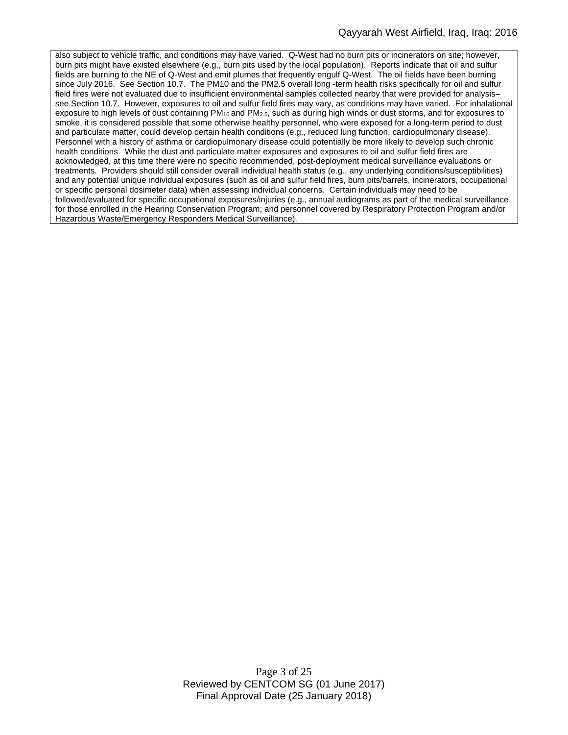also subject to vehicle traffic, and conditions may have varied. Q-West had no burn pits or incinerators on site; however, burn pits might have existed elsewhere (e.g., burn pits used by the local population). Reports indicate that oil and sulfur fields are burning to the NE of Q-West and emit plumes that frequently engulf Q-West. The oil fields have been burning since July 2016. See Section 10.7. The PM10 and the PM2.5 overall long -term health risks specifically for oil and sulfur field fires were not evaluated due to insufficient environmental samples collected nearby that were provided for analysis– see Section 10.7. However, exposures to oil and sulfur field fires may vary, as conditions may have varied. For inhalational exposure to high levels of dust containing $PM_{10}$ and $PM_{2.5}$, such as during high winds or dust storms, and for exposures to smoke, it is considered possible that some otherwise healthy personnel, who were exposed for a long-term period to dust and particulate matter, could develop certain health conditions (e.g., reduced lung function, cardiopulmonary disease). Personnel with a history of asthma or cardiopulmonary disease could potentially be more likely to develop such chronic health conditions. While the dust and particulate matter exposures and exposures to oil and sulfur field fires are acknowledged, at this time there were no specific recommended, post-deployment medical surveillance evaluations or treatments. Providers should still consider overall individual health status (e.g., any underlying conditions/susceptibilities) and any potential unique individual exposures (such as oil and sulfur field fires, burn pits/barrels, incinerators, occupational or specific personal dosimeter data) when assessing individual concerns. Certain individuals may need to be followed/evaluated for specific occupational exposures/injuries (e.g., annual audiograms as part of the medical surveillance for those enrolled in the Hearing Conservation Program; and personnel covered by Respiratory Protection Program and/or Hazardous Waste/Emergency Responders Medical Surveillance).

Reviewed by CENTCOM SG (01 June 2017)
Final Approval Date (25 January 2018)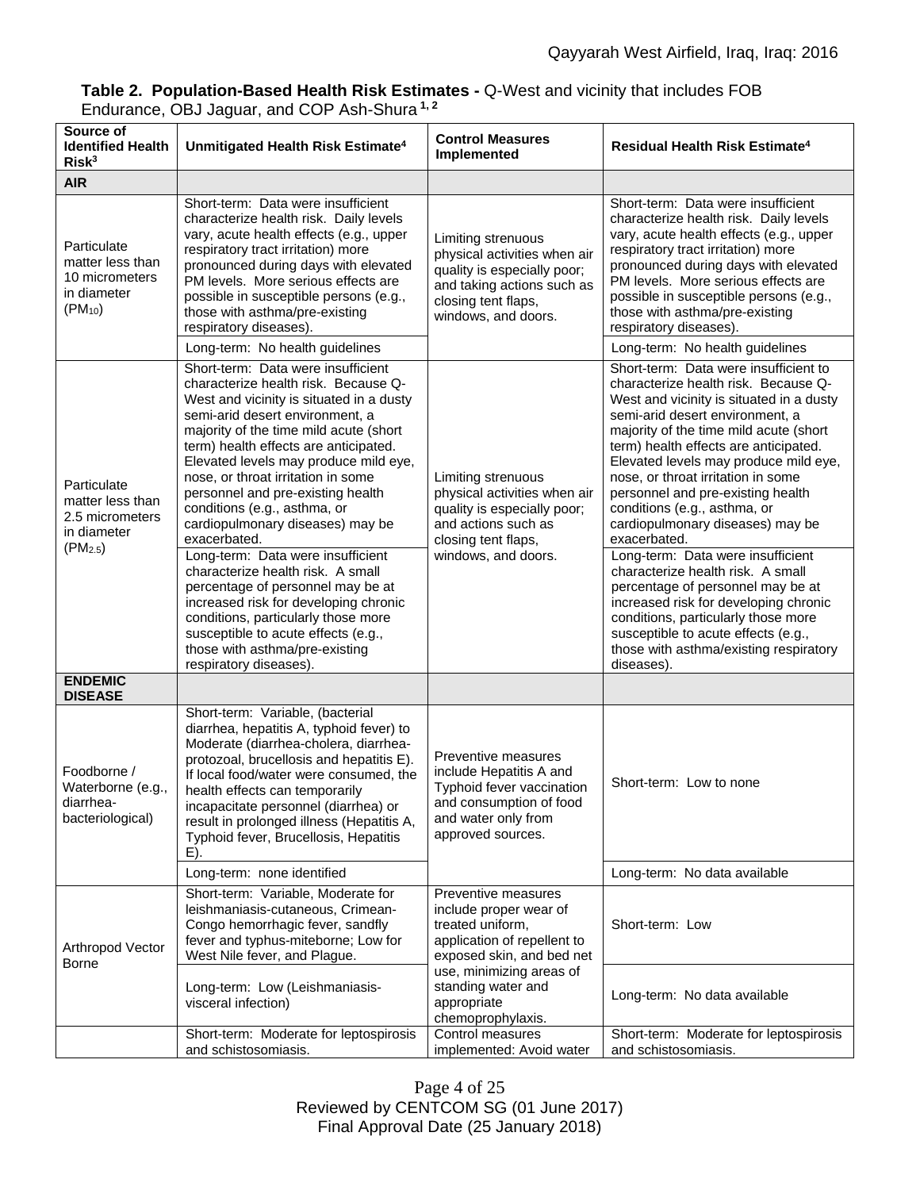**Table 2. Population-Based Health Risk Estimates -** Q-West and vicinity that includes FOB Endurance, OBJ Jaguar, and COP Ash-Shura [1, 2]

| Source of Identified Health Risk[3] | Unmitigated Health Risk Estimate[4] | Control Measures Implemented | Residual Health Risk Estimate[4] |
|---|---|---|---|
| **AIR** | | | |
| Particulate matter less than 10 micrometers in diameter ($PM_{10}$) | Short-term: Data were insufficient characterize health risk. Daily levels vary, acute health effects (e.g., upper respiratory tract irritation) more pronounced during days with elevated PM levels. More serious effects are possible in susceptible persons (e.g., those with asthma/pre-existing respiratory diseases). | Limiting strenuous physical activities when air quality is especially poor; and taking actions such as closing tent flaps, windows, and doors. | Short-term: Data were insufficient characterize health risk. Daily levels vary, acute health effects (e.g., upper respiratory tract irritation) more pronounced during days with elevated PM levels. More serious effects are possible in susceptible persons (e.g., those with asthma/pre-existing respiratory diseases). |
| | Long-term: No health guidelines | | Long-term: No health guidelines |
| Particulate matter less than 2.5 micrometers in diameter ($PM_{2.5}$) | Short-term: Data were insufficient characterize health risk. Because Q-West and vicinity is situated in a dusty semi-arid desert environment, a majority of the time mild acute (short term) health effects are anticipated. Elevated levels may produce mild eye, nose, or throat irritation in some personnel and pre-existing health conditions (e.g., asthma, or cardiopulmonary diseases) may be exacerbated. | Limiting strenuous physical activities when air quality is especially poor; and actions such as closing tent flaps, windows, and doors. | Short-term: Data were insufficient to characterize health risk. Because Q-West and vicinity is situated in a dusty semi-arid desert environment, a majority of the time mild acute (short term) health effects are anticipated. Elevated levels may produce mild eye, nose, or throat irritation in some personnel and pre-existing health conditions (e.g., asthma, or cardiopulmonary diseases) may be exacerbated. |
| | Long-term: Data were insufficient characterize health risk. A small percentage of personnel may be at increased risk for developing chronic conditions, particularly those more susceptible to acute effects (e.g., those with asthma/pre-existing respiratory diseases). | | Long-term: Data were insufficient characterize health risk. A small percentage of personnel may be at increased risk for developing chronic conditions, particularly those more susceptible to acute effects (e.g., those with asthma/existing respiratory diseases). |
| **ENDEMIC DISEASE** | | | |
| Foodborne / Waterborne (e.g., diarrhea-bacteriological) | Short-term: Variable, (bacterial diarrhea, hepatitis A, typhoid fever) to Moderate (diarrhea-cholera, diarrhea-protozoal, brucellosis and hepatitis E). If local food/water were consumed, the health effects can temporarily incapacitate personnel (diarrhea) or result in prolonged illness (Hepatitis A, Typhoid fever, Brucellosis, Hepatitis E). | Preventive measures include Hepatitis A and Typhoid fever vaccination and consumption of food and water only from approved sources. | Short-term: Low to none |
| | Long-term: none identified | | Long-term: No data available |
| Arthropod Vector Borne | Short-term: Variable, Moderate for leishmaniasis-cutaneous, Crimean-Congo hemorrhagic fever, sandfly fever and typhus-miteborne; Low for West Nile fever, and Plague. | Preventive measures include proper wear of treated uniform, application of repellent to exposed skin, and bed net use, minimizing areas of standing water and appropriate chemoprophylaxis. | Short-term: Low |
| | Long-term: Low (Leishmaniasis-visceral infection) | | Long-term: No data available |
| | Short-term: Moderate for leptospirosis and schistosomiasis. | Control measures implemented: Avoid water | Short-term: Moderate for leptospirosis and schistosomiasis. |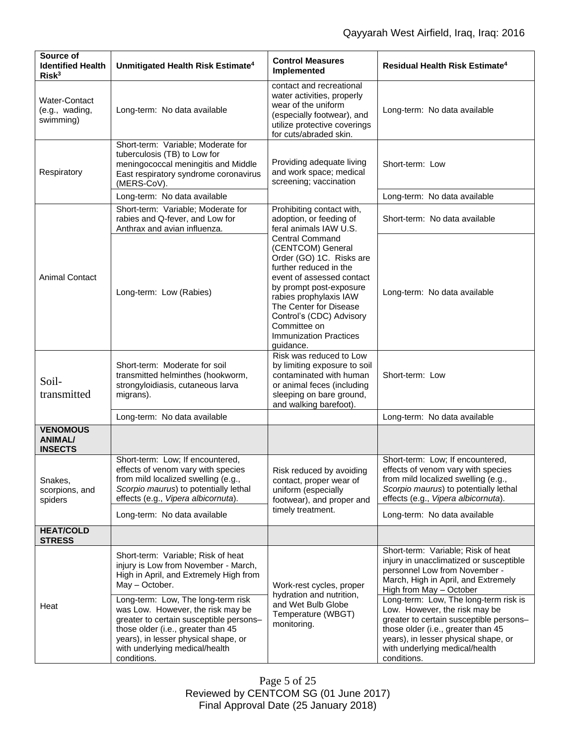| Source of Identified Health Risk[3] | Unmitigated Health Risk Estimate[4] | Control Measures Implemented | Residual Health Risk Estimate[4] |
|---|---|---|---|
| Water-Contact (e.g., wading, swimming) | Long-term: No data available | contact and recreational water activities, properly wear of the uniform (especially footwear), and utilize protective coverings for cuts/abraded skin. | Long-term: No data available |
| Respiratory | Short-term: Variable; Moderate for tuberculosis (TB) to Low for meningococcal meningitis and Middle East respiratory syndrome coronavirus (MERS-CoV). | Providing adequate living and work space; medical screening; vaccination | Short-term: Low |
| | Long-term: No data available | | Long-term: No data available |
| Animal Contact | Short-term: Variable; Moderate for rabies and Q-fever, and Low for Anthrax and avian influenza. | Prohibiting contact with, adoption, or feeding of feral animals IAW U.S. Central Command (CENTCOM) General Order (GO) 1C. Risks are further reduced in the event of assessed contact by prompt post-exposure rabies prophylaxis IAW The Center for Disease Control's (CDC) Advisory Committee on Immunization Practices guidance. | Short-term: No data available |
| | Long-term: Low (Rabies) | | Long-term: No data available |
| Soil-transmitted | Short-term: Moderate for soil transmitted helminthes (hookworm, strongyloidiasis, cutaneous larva migrans). | Risk was reduced to Low by limiting exposure to soil contaminated with human or animal feces (including sleeping on bare ground, and walking barefoot). | Short-term: Low |
| | Long-term: No data available | | Long-term: No data available |
| **VENOMOUS ANIMAL/ INSECTS** | | | |
| Snakes, scorpions, and spiders | Short-term: Low; If encountered, effects of venom vary with species from mild localized swelling (e.g., *Scorpio maurus*) to potentially lethal effects (e.g., *Vipera albicornuta*). | Risk reduced by avoiding contact, proper wear of uniform (especially footwear), and proper and timely treatment. | Short-term: Low; If encountered, effects of venom vary with species from mild localized swelling (e.g., *Scorpio maurus*) to potentially lethal effects (e.g., *Vipera albicornuta*). |
| | Long-term: No data available | | Long-term: No data available |
| **HEAT/COLD STRESS** | | | |
| Heat | Short-term: Variable; Risk of heat injury is Low from November - March, High in April, and Extremely High from May – October. | Work-rest cycles, proper hydration and nutrition, and Wet Bulb Globe Temperature (WBGT) monitoring. | Short-term: Variable; Risk of heat injury in unacclimatized or susceptible personnel Low from November - March, High in April, and Extremely High from May – October |
| | Long-term: Low, The long-term risk was Low. However, the risk may be greater to certain susceptible persons– those older (i.e., greater than 45 years), in lesser physical shape, or with underlying medical/health conditions. | | Long-term: Low, The long-term risk is Low. However, the risk may be greater to certain susceptible persons– those older (i.e., greater than 45 years), in lesser physical shape, or with underlying medical/health conditions. |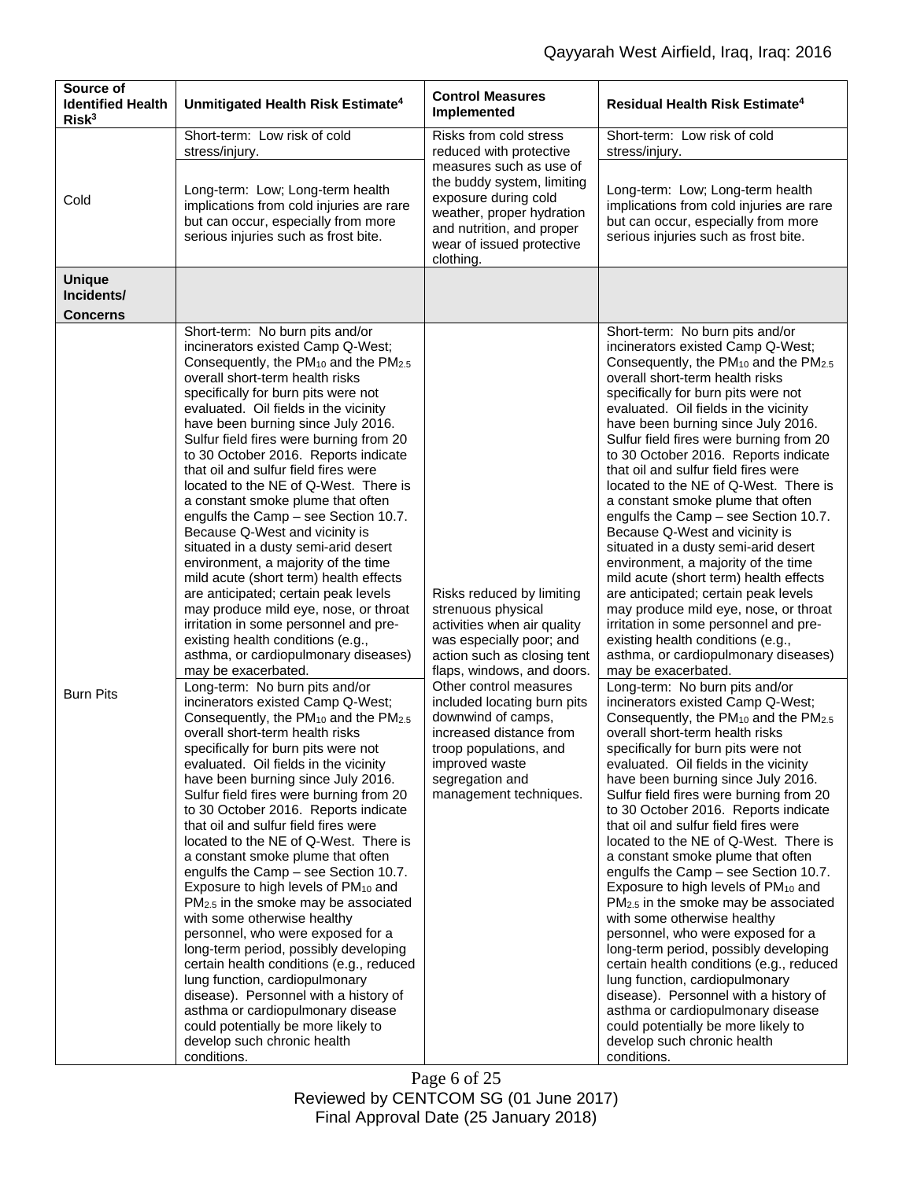| Source of Identified Health Risk[3] | Unmitigated Health Risk Estimate[4] | Control Measures Implemented | Residual Health Risk Estimate[4] |
| --- | --- | --- | --- |
| Cold | Short-term: Low risk of cold stress/injury. | Risks from cold stress reduced with protective measures such as use of the buddy system, limiting exposure during cold weather, proper hydration and nutrition, and proper wear of issued protective clothing. | Short-term: Low risk of cold stress/injury. |
| | Long-term: Low; Long-term health implications from cold injuries are rare but can occur, especially from more serious injuries such as frost bite. | | Long-term: Low; Long-term health implications from cold injuries are rare but can occur, especially from more serious injuries such as frost bite. |
| **Unique Incidents/ Concerns** | | | |
| Burn Pits | Short-term: No burn pits and/or incinerators existed Camp Q-West; Consequently, the $PM_{10}$ and the $PM_{2.5}$ overall short-term health risks specifically for burn pits were not evaluated. Oil fields in the vicinity have been burning since July 2016. Sulfur field fires were burning from 20 to 30 October 2016. Reports indicate that oil and sulfur field fires were located to the NE of Q-West. There is a constant smoke plume that often engulfs the Camp – see Section 10.7. Because Q-West and vicinity is situated in a dusty semi-arid desert environment, a majority of the time mild acute (short term) health effects are anticipated; certain peak levels may produce mild eye, nose, or throat irritation in some personnel and pre-existing health conditions (e.g., asthma, or cardiopulmonary diseases) may be exacerbated. | Risks reduced by limiting strenuous physical activities when air quality was especially poor; and action such as closing tent flaps, windows, and doors. Other control measures included locating burn pits downwind of camps, increased distance from troop populations, and improved waste segregation and management techniques. | Short-term: No burn pits and/or incinerators existed Camp Q-West; Consequently, the $PM_{10}$ and the $PM_{2.5}$ overall short-term health risks specifically for burn pits were not evaluated. Oil fields in the vicinity have been burning since July 2016. Sulfur field fires were burning from 20 to 30 October 2016. Reports indicate that oil and sulfur field fires were located to the NE of Q-West. There is a constant smoke plume that often engulfs the Camp – see Section 10.7. Because Q-West and vicinity is situated in a dusty semi-arid desert environment, a majority of the time mild acute (short term) health effects are anticipated; certain peak levels may produce mild eye, nose, or throat irritation in some personnel and pre-existing health conditions (e.g., asthma, or cardiopulmonary diseases) may be exacerbated. |
| | Long-term: No burn pits and/or incinerators existed Camp Q-West; Consequently, the $PM_{10}$ and the $PM_{2.5}$ overall short-term health risks specifically for burn pits were not evaluated. Oil fields in the vicinity have been burning since July 2016. Sulfur field fires were burning from 20 to 30 October 2016. Reports indicate that oil and sulfur field fires were located to the NE of Q-West. There is a constant smoke plume that often engulfs the Camp – see Section 10.7. Exposure to high levels of $PM_{10}$ and $PM_{2.5}$ in the smoke may be associated with some otherwise healthy personnel, who were exposed for a long-term period, possibly developing certain health conditions (e.g., reduced lung function, cardiopulmonary disease). Personnel with a history of asthma or cardiopulmonary disease could potentially be more likely to develop such chronic health conditions. | | Long-term: No burn pits and/or incinerators existed Camp Q-West; Consequently, the $PM_{10}$ and the $PM_{2.5}$ overall short-term health risks specifically for burn pits were not evaluated. Oil fields in the vicinity have been burning since July 2016. Sulfur field fires were burning from 20 to 30 October 2016. Reports indicate that oil and sulfur field fires were located to the NE of Q-West. There is a constant smoke plume that often engulfs the Camp – see Section 10.7. Exposure to high levels of $PM_{10}$ and $PM_{2.5}$ in the smoke may be associated with some otherwise healthy personnel, who were exposed for a long-term period, possibly developing certain health conditions (e.g., reduced lung function, cardiopulmonary disease). Personnel with a history of asthma or cardiopulmonary disease could potentially be more likely to develop such chronic health conditions. |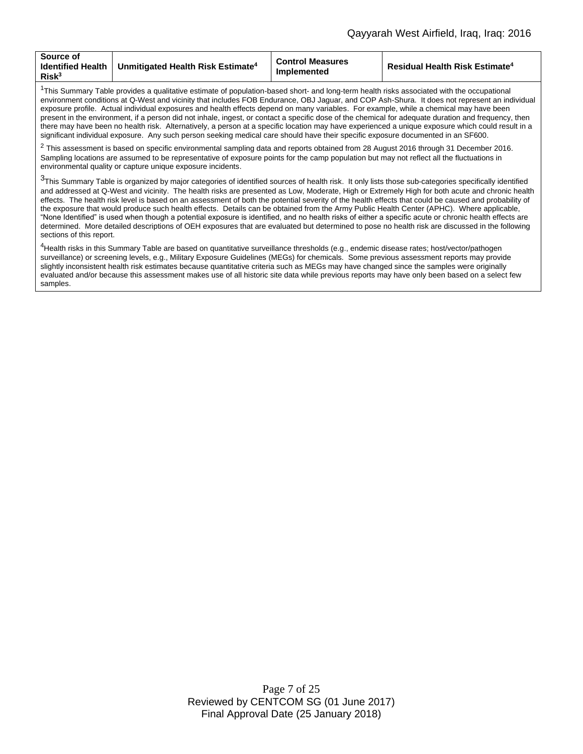| Source of Identified Health Risk[3] | Unmitigated Health Risk Estimate[4] | Control Measures Implemented | Residual Health Risk Estimate[4] |
|---|---|---|---|

[1]This Summary Table provides a qualitative estimate of population-based short- and long-term health risks associated with the occupational environment conditions at Q-West and vicinity that includes FOB Endurance, OBJ Jaguar, and COP Ash-Shura. It does not represent an individual exposure profile. Actual individual exposures and health effects depend on many variables. For example, while a chemical may have been present in the environment, if a person did not inhale, ingest, or contact a specific dose of the chemical for adequate duration and frequency, then there may have been no health risk. Alternatively, a person at a specific location may have experienced a unique exposure which could result in a significant individual exposure. Any such person seeking medical care should have their specific exposure documented in an SF600.

[2] This assessment is based on specific environmental sampling data and reports obtained from 28 August 2016 through 31 December 2016. Sampling locations are assumed to be representative of exposure points for the camp population but may not reflect all the fluctuations in environmental quality or capture unique exposure incidents.

[3]This Summary Table is organized by major categories of identified sources of health risk. It only lists those sub-categories specifically identified and addressed at Q-West and vicinity. The health risks are presented as Low, Moderate, High or Extremely High for both acute and chronic health effects. The health risk level is based on an assessment of both the potential severity of the health effects that could be caused and probability of the exposure that would produce such health effects. Details can be obtained from the Army Public Health Center (APHC). Where applicable, "None Identified" is used when though a potential exposure is identified, and no health risks of either a specific acute or chronic health effects are determined. More detailed descriptions of OEH exposures that are evaluated but determined to pose no health risk are discussed in the following sections of this report.

[4]Health risks in this Summary Table are based on quantitative surveillance thresholds (e.g., endemic disease rates; host/vector/pathogen surveillance) or screening levels, e.g., Military Exposure Guidelines (MEGs) for chemicals. Some previous assessment reports may provide slightly inconsistent health risk estimates because quantitative criteria such as MEGs may have changed since the samples were originally evaluated and/or because this assessment makes use of all historic site data while previous reports may have only been based on a select few samples.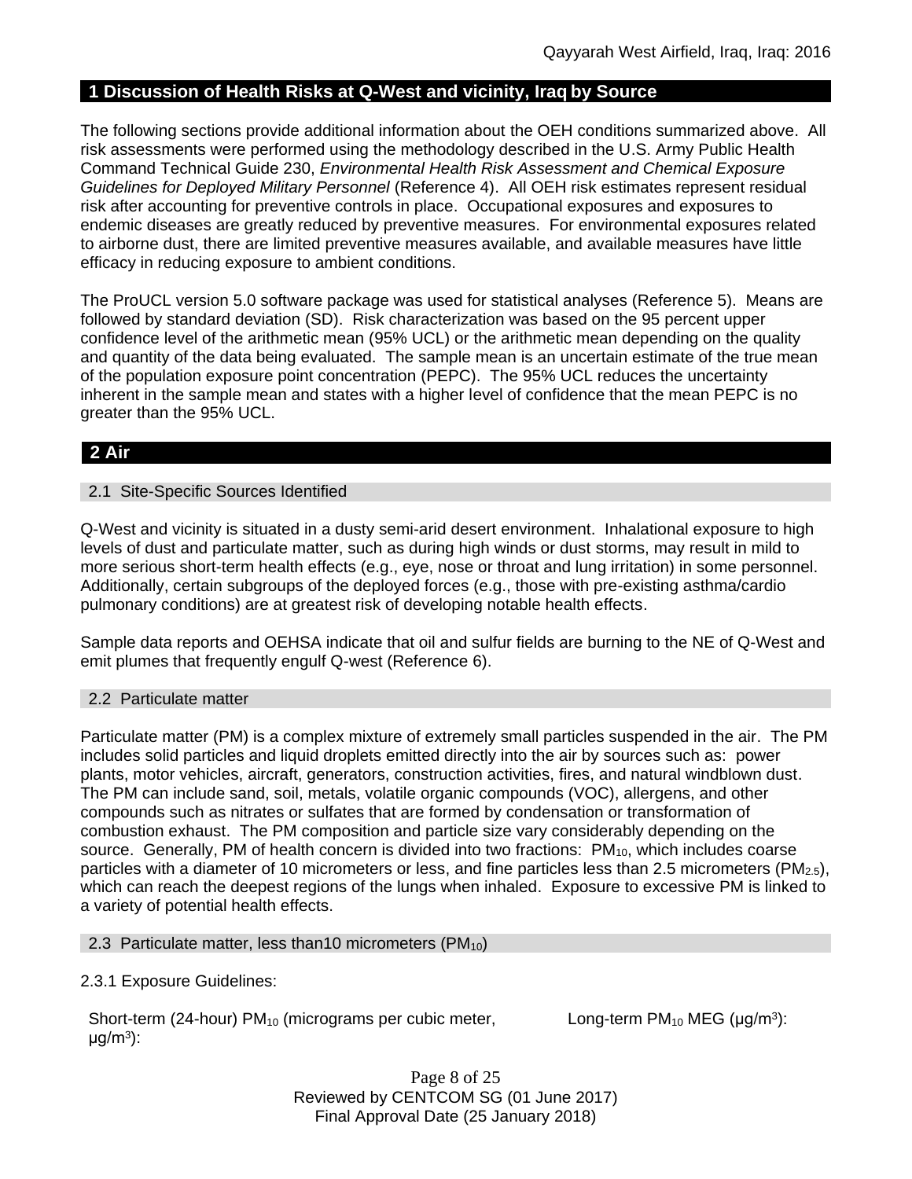## 1 Discussion of Health Risks at Q-West and vicinity, Iraq by Source

The following sections provide additional information about the OEH conditions summarized above. All risk assessments were performed using the methodology described in the U.S. Army Public Health Command Technical Guide 230, *Environmental Health Risk Assessment and Chemical Exposure Guidelines for Deployed Military Personnel* (Reference 4). All OEH risk estimates represent residual risk after accounting for preventive controls in place. Occupational exposures and exposures to endemic diseases are greatly reduced by preventive measures. For environmental exposures related to airborne dust, there are limited preventive measures available, and available measures have little efficacy in reducing exposure to ambient conditions.

The ProUCL version 5.0 software package was used for statistical analyses (Reference 5). Means are followed by standard deviation (SD). Risk characterization was based on the 95 percent upper confidence level of the arithmetic mean (95% UCL) or the arithmetic mean depending on the quality and quantity of the data being evaluated. The sample mean is an uncertain estimate of the true mean of the population exposure point concentration (PEPC). The 95% UCL reduces the uncertainty inherent in the sample mean and states with a higher level of confidence that the mean PEPC is no greater than the 95% UCL.

## 2 Air

### 2.1 Site-Specific Sources Identified

Q-West and vicinity is situated in a dusty semi-arid desert environment. Inhalational exposure to high levels of dust and particulate matter, such as during high winds or dust storms, may result in mild to more serious short-term health effects (e.g., eye, nose or throat and lung irritation) in some personnel. Additionally, certain subgroups of the deployed forces (e.g., those with pre-existing asthma/cardio pulmonary conditions) are at greatest risk of developing notable health effects.

Sample data reports and OEHSA indicate that oil and sulfur fields are burning to the NE of Q-West and emit plumes that frequently engulf Q-west (Reference 6).

### 2.2 Particulate matter

Particulate matter (PM) is a complex mixture of extremely small particles suspended in the air. The PM includes solid particles and liquid droplets emitted directly into the air by sources such as: power plants, motor vehicles, aircraft, generators, construction activities, fires, and natural windblown dust. The PM can include sand, soil, metals, volatile organic compounds (VOC), allergens, and other compounds such as nitrates or sulfates that are formed by condensation or transformation of combustion exhaust. The PM composition and particle size vary considerably depending on the source. Generally, PM of health concern is divided into two fractions: $PM_{10}$, which includes coarse particles with a diameter of 10 micrometers or less, and fine particles less than 2.5 micrometers ($PM_{2.5}$), which can reach the deepest regions of the lungs when inhaled. Exposure to excessive PM is linked to a variety of potential health effects.

### 2.3 Particulate matter, less than10 micrometers ($PM_{10}$)

2.3.1 Exposure Guidelines:

Short-term (24-hour) $PM_{10}$ (micrograms per cubic meter, $\mu g/m^3$):

Long-term $PM_{10}$ MEG ($\mu g/m^3$):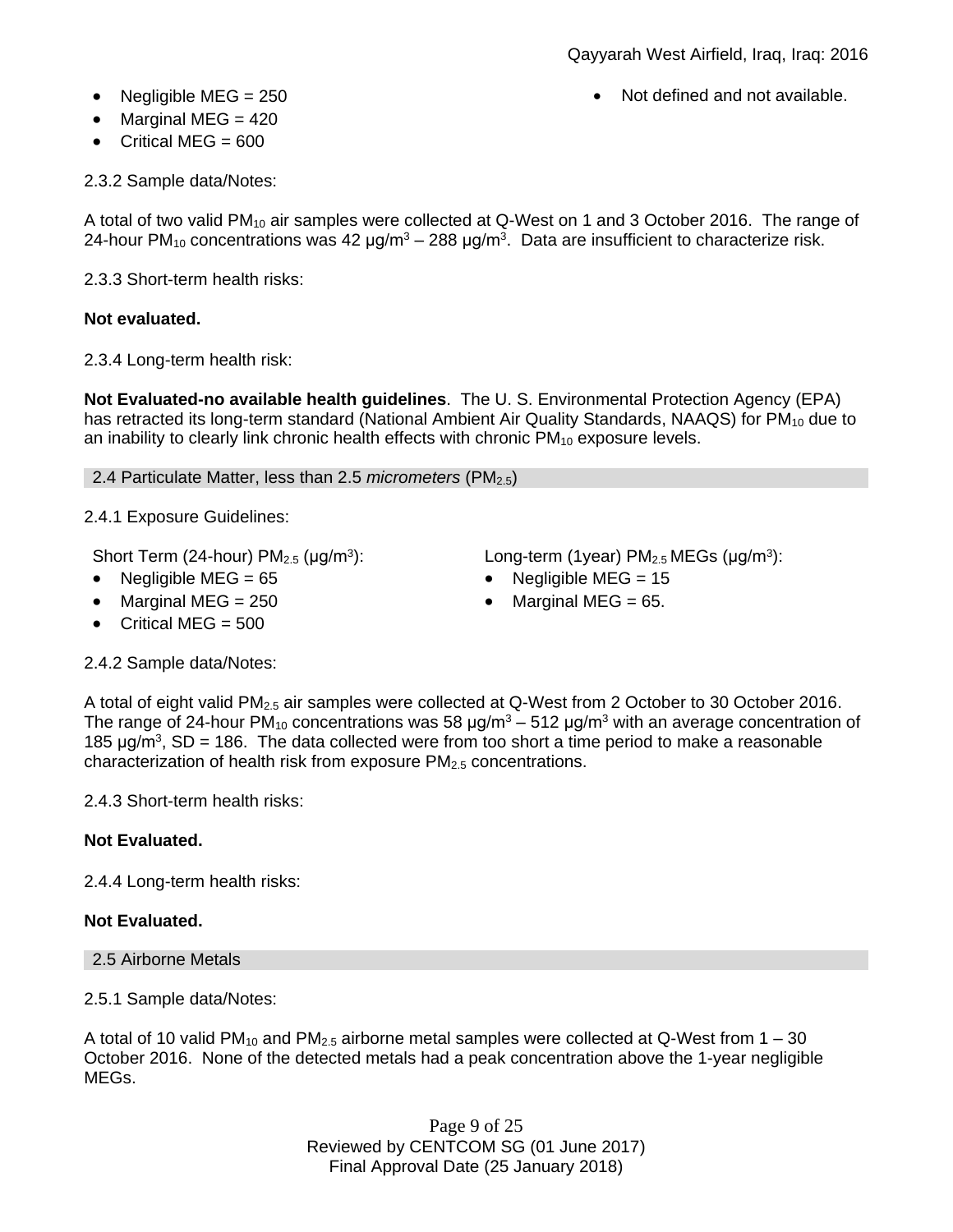- Negligible MEG = 250
- Marginal MEG = 420
- Critical MEG = 600

- Not defined and not available.

2.3.2 Sample data/Notes:

A total of two valid $PM_{10}$ air samples were collected at Q-West on 1 and 3 October 2016. The range of 24-hour $PM_{10}$ concentrations was 42 μg/m$^3$ – 288 μg/m$^3$. Data are insufficient to characterize risk.

2.3.3 Short-term health risks:

**Not evaluated.**

2.3.4 Long-term health risk:

**Not Evaluated-no available health guidelines**. The U. S. Environmental Protection Agency (EPA) has retracted its long-term standard (National Ambient Air Quality Standards, NAAQS) for $PM_{10}$ due to an inability to clearly link chronic health effects with chronic $PM_{10}$ exposure levels.

## 2.4 Particulate Matter, less than 2.5 *micrometers* ($PM_{2.5}$)

2.4.1 Exposure Guidelines:

Short Term (24-hour) $PM_{2.5}$ (μg/m$^3$):

- Negligible MEG = 65
- Marginal MEG = 250
- Critical MEG = 500

Long-term (1year) $PM_{2.5}$ MEGs (μg/m$^3$):

- Negligible MEG = 15
- Marginal MEG = 65.

2.4.2 Sample data/Notes:

A total of eight valid $PM_{2.5}$ air samples were collected at Q-West from 2 October to 30 October 2016. The range of 24-hour $PM_{10}$ concentrations was 58 μg/m$^3$ – 512 μg/m$^3$ with an average concentration of 185 μg/m$^3$, SD = 186. The data collected were from too short a time period to make a reasonable characterization of health risk from exposure $PM_{2.5}$ concentrations.

2.4.3 Short-term health risks:

**Not Evaluated.**

2.4.4 Long-term health risks:

**Not Evaluated.**

## 2.5 Airborne Metals

2.5.1 Sample data/Notes:

A total of 10 valid $PM_{10}$ and $PM_{2.5}$ airborne metal samples were collected at Q-West from 1 – 30 October 2016. None of the detected metals had a peak concentration above the 1-year negligible MEGs.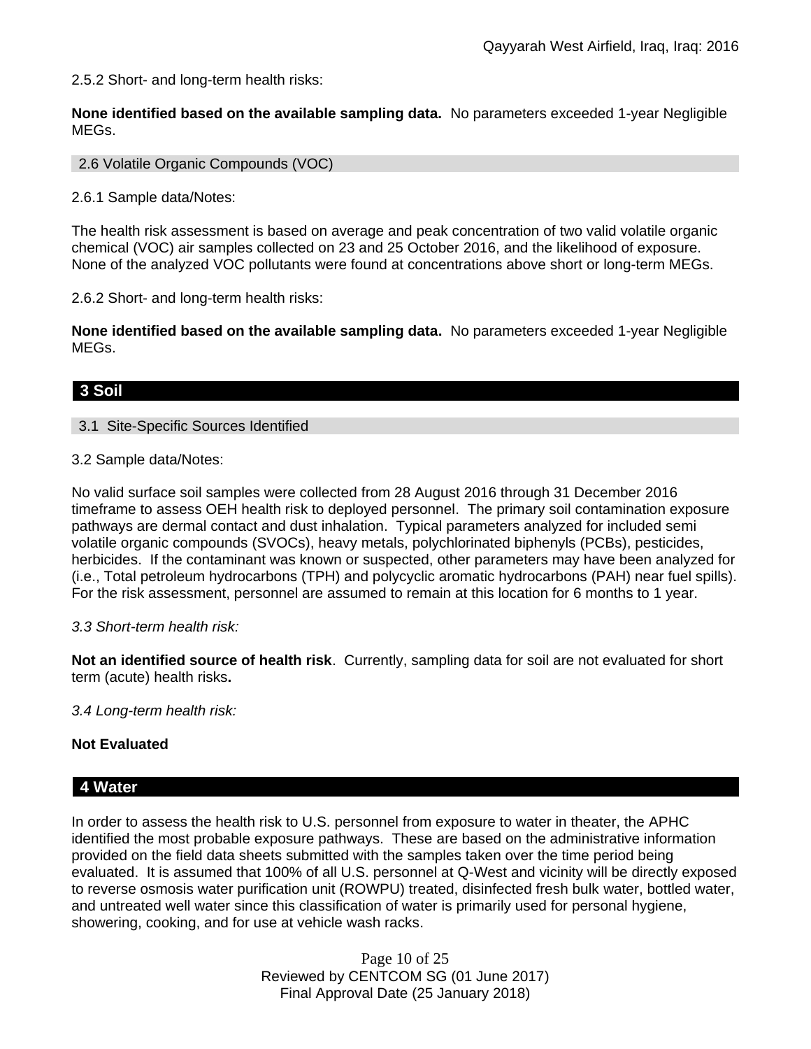2.5.2 Short- and long-term health risks:

**None identified based on the available sampling data.** No parameters exceeded 1-year Negligible MEGs.

### 2.6 Volatile Organic Compounds (VOC)

2.6.1 Sample data/Notes:

The health risk assessment is based on average and peak concentration of two valid volatile organic chemical (VOC) air samples collected on 23 and 25 October 2016, and the likelihood of exposure. None of the analyzed VOC pollutants were found at concentrations above short or long-term MEGs.

2.6.2 Short- and long-term health risks:

**None identified based on the available sampling data.** No parameters exceeded 1-year Negligible MEGs.

## 3 Soil

### 3.1 Site-Specific Sources Identified

3.2 Sample data/Notes:

No valid surface soil samples were collected from 28 August 2016 through 31 December 2016 timeframe to assess OEH health risk to deployed personnel. The primary soil contamination exposure pathways are dermal contact and dust inhalation. Typical parameters analyzed for included semi volatile organic compounds (SVOCs), heavy metals, polychlorinated biphenyls (PCBs), pesticides, herbicides. If the contaminant was known or suspected, other parameters may have been analyzed for (i.e., Total petroleum hydrocarbons (TPH) and polycyclic aromatic hydrocarbons (PAH) near fuel spills). For the risk assessment, personnel are assumed to remain at this location for 6 months to 1 year.

*3.3 Short-term health risk:*

**Not an identified source of health risk**. Currently, sampling data for soil are not evaluated for short term (acute) health risks**.**

*3.4 Long-term health risk:*

**Not Evaluated**

## 4 Water

In order to assess the health risk to U.S. personnel from exposure to water in theater, the APHC identified the most probable exposure pathways. These are based on the administrative information provided on the field data sheets submitted with the samples taken over the time period being evaluated. It is assumed that 100% of all U.S. personnel at Q-West and vicinity will be directly exposed to reverse osmosis water purification unit (ROWPU) treated, disinfected fresh bulk water, bottled water, and untreated well water since this classification of water is primarily used for personal hygiene, showering, cooking, and for use at vehicle wash racks.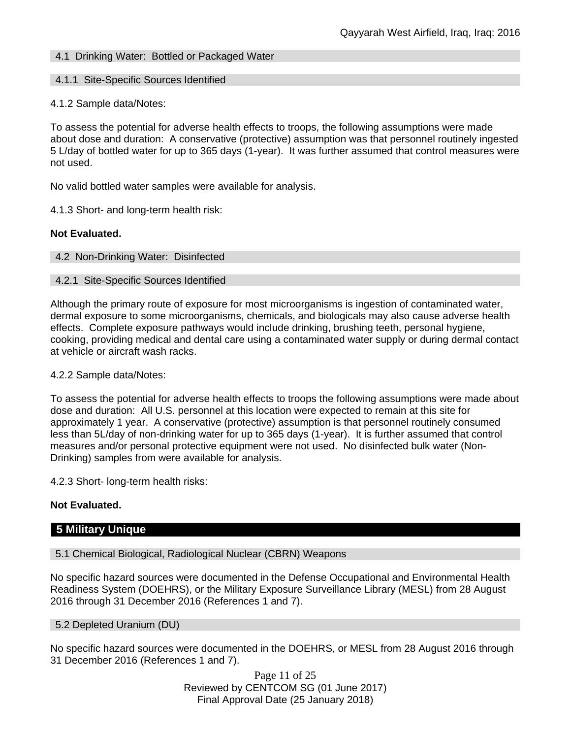### 4.1 Drinking Water: Bottled or Packaged Water

#### 4.1.1 Site-Specific Sources Identified

4.1.2 Sample data/Notes:

To assess the potential for adverse health effects to troops, the following assumptions were made about dose and duration: A conservative (protective) assumption was that personnel routinely ingested 5 L/day of bottled water for up to 365 days (1-year). It was further assumed that control measures were not used.

No valid bottled water samples were available for analysis.

4.1.3 Short- and long-term health risk:

**Not Evaluated.**

### 4.2 Non-Drinking Water: Disinfected

#### 4.2.1 Site-Specific Sources Identified

Although the primary route of exposure for most microorganisms is ingestion of contaminated water, dermal exposure to some microorganisms, chemicals, and biologicals may also cause adverse health effects. Complete exposure pathways would include drinking, brushing teeth, personal hygiene, cooking, providing medical and dental care using a contaminated water supply or during dermal contact at vehicle or aircraft wash racks.

4.2.2 Sample data/Notes:

To assess the potential for adverse health effects to troops the following assumptions were made about dose and duration: All U.S. personnel at this location were expected to remain at this site for approximately 1 year. A conservative (protective) assumption is that personnel routinely consumed less than 5L/day of non-drinking water for up to 365 days (1-year). It is further assumed that control measures and/or personal protective equipment were not used. No disinfected bulk water (Non-Drinking) samples from were available for analysis.

4.2.3 Short- long-term health risks:

**Not Evaluated.**

## 5 Military Unique

### 5.1 Chemical Biological, Radiological Nuclear (CBRN) Weapons

No specific hazard sources were documented in the Defense Occupational and Environmental Health Readiness System (DOEHRS), or the Military Exposure Surveillance Library (MESL) from 28 August 2016 through 31 December 2016 (References 1 and 7).

### 5.2 Depleted Uranium (DU)

No specific hazard sources were documented in the DOEHRS, or MESL from 28 August 2016 through 31 December 2016 (References 1 and 7).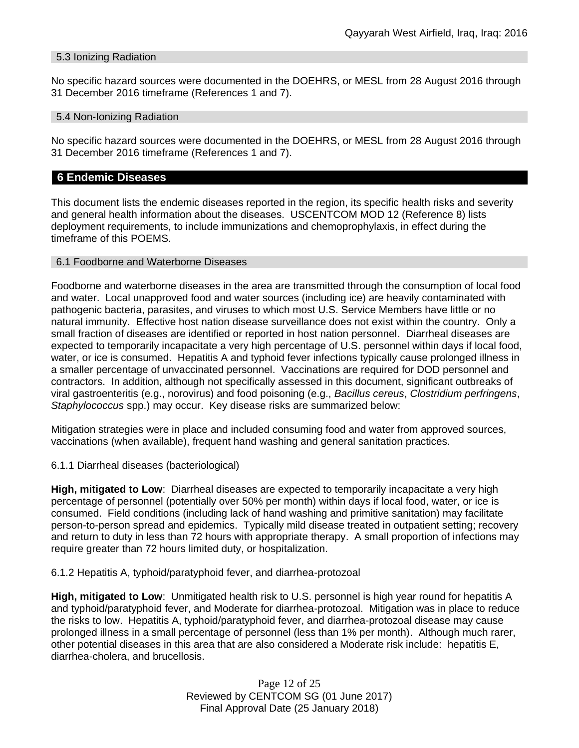### 5.3 Ionizing Radiation

No specific hazard sources were documented in the DOEHRS, or MESL from 28 August 2016 through 31 December 2016 timeframe (References 1 and 7).

### 5.4 Non-Ionizing Radiation

No specific hazard sources were documented in the DOEHRS, or MESL from 28 August 2016 through 31 December 2016 timeframe (References 1 and 7).

## 6 Endemic Diseases

This document lists the endemic diseases reported in the region, its specific health risks and severity and general health information about the diseases. USCENTCOM MOD 12 (Reference 8) lists deployment requirements, to include immunizations and chemoprophylaxis, in effect during the timeframe of this POEMS.

### 6.1 Foodborne and Waterborne Diseases

Foodborne and waterborne diseases in the area are transmitted through the consumption of local food and water. Local unapproved food and water sources (including ice) are heavily contaminated with pathogenic bacteria, parasites, and viruses to which most U.S. Service Members have little or no natural immunity. Effective host nation disease surveillance does not exist within the country. Only a small fraction of diseases are identified or reported in host nation personnel. Diarrheal diseases are expected to temporarily incapacitate a very high percentage of U.S. personnel within days if local food, water, or ice is consumed. Hepatitis A and typhoid fever infections typically cause prolonged illness in a smaller percentage of unvaccinated personnel. Vaccinations are required for DOD personnel and contractors. In addition, although not specifically assessed in this document, significant outbreaks of viral gastroenteritis (e.g., norovirus) and food poisoning (e.g., *Bacillus cereus*, *Clostridium perfringens*, *Staphylococcus* spp.) may occur. Key disease risks are summarized below:

Mitigation strategies were in place and included consuming food and water from approved sources, vaccinations (when available), frequent hand washing and general sanitation practices.

6.1.1 Diarrheal diseases (bacteriological)

**High, mitigated to Low**: Diarrheal diseases are expected to temporarily incapacitate a very high percentage of personnel (potentially over 50% per month) within days if local food, water, or ice is consumed. Field conditions (including lack of hand washing and primitive sanitation) may facilitate person-to-person spread and epidemics. Typically mild disease treated in outpatient setting; recovery and return to duty in less than 72 hours with appropriate therapy. A small proportion of infections may require greater than 72 hours limited duty, or hospitalization.

6.1.2 Hepatitis A, typhoid/paratyphoid fever, and diarrhea-protozoal

**High, mitigated to Low**: Unmitigated health risk to U.S. personnel is high year round for hepatitis A and typhoid/paratyphoid fever, and Moderate for diarrhea-protozoal. Mitigation was in place to reduce the risks to low. Hepatitis A, typhoid/paratyphoid fever, and diarrhea-protozoal disease may cause prolonged illness in a small percentage of personnel (less than 1% per month). Although much rarer, other potential diseases in this area that are also considered a Moderate risk include: hepatitis E, diarrhea-cholera, and brucellosis.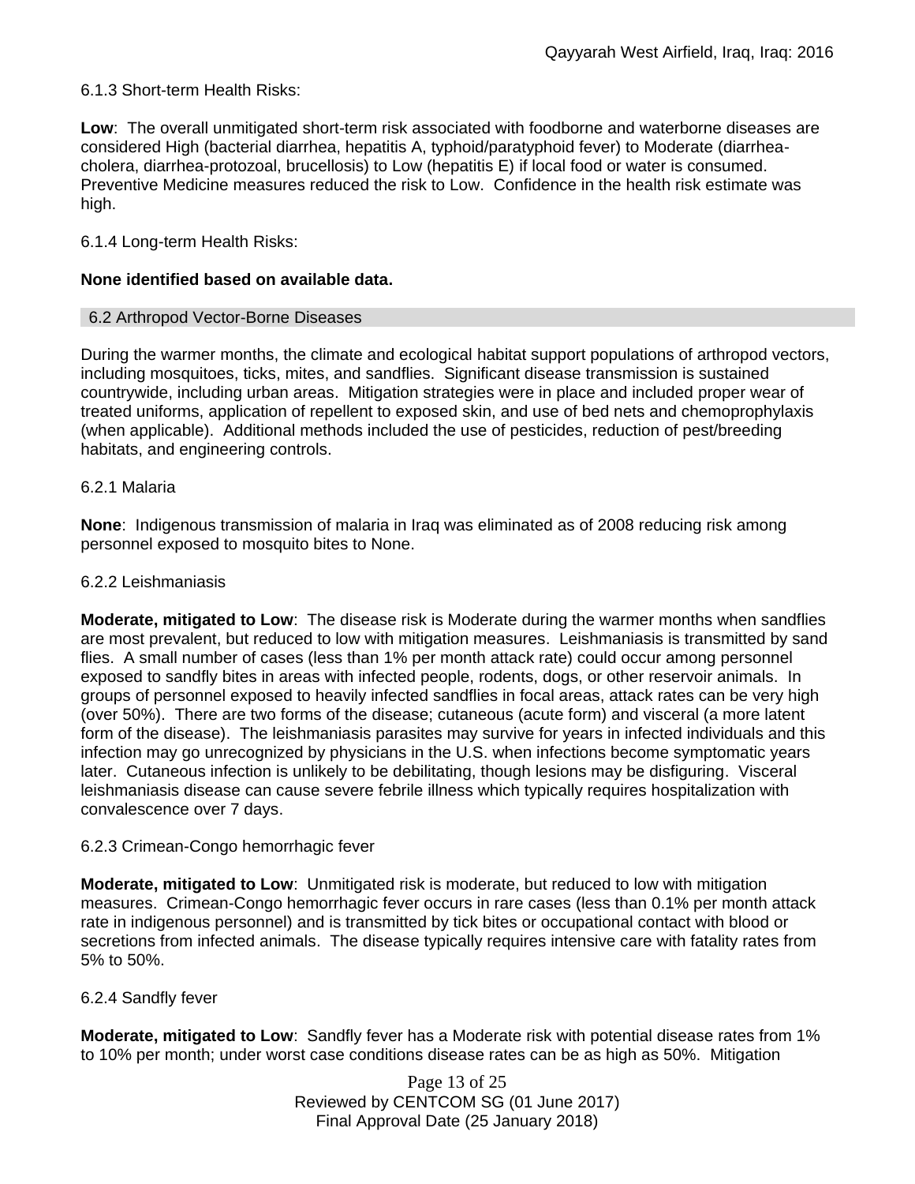6.1.3 Short-term Health Risks:

**Low**: The overall unmitigated short-term risk associated with foodborne and waterborne diseases are considered High (bacterial diarrhea, hepatitis A, typhoid/paratyphoid fever) to Moderate (diarrhea-cholera, diarrhea-protozoal, brucellosis) to Low (hepatitis E) if local food or water is consumed. Preventive Medicine measures reduced the risk to Low. Confidence in the health risk estimate was high.

6.1.4 Long-term Health Risks:

**None identified based on available data.**

## 6.2 Arthropod Vector-Borne Diseases

During the warmer months, the climate and ecological habitat support populations of arthropod vectors, including mosquitoes, ticks, mites, and sandflies. Significant disease transmission is sustained countrywide, including urban areas. Mitigation strategies were in place and included proper wear of treated uniforms, application of repellent to exposed skin, and use of bed nets and chemoprophylaxis (when applicable). Additional methods included the use of pesticides, reduction of pest/breeding habitats, and engineering controls.

6.2.1 Malaria

**None**: Indigenous transmission of malaria in Iraq was eliminated as of 2008 reducing risk among personnel exposed to mosquito bites to None.

6.2.2 Leishmaniasis

**Moderate, mitigated to Low**: The disease risk is Moderate during the warmer months when sandflies are most prevalent, but reduced to low with mitigation measures. Leishmaniasis is transmitted by sand flies. A small number of cases (less than 1% per month attack rate) could occur among personnel exposed to sandfly bites in areas with infected people, rodents, dogs, or other reservoir animals. In groups of personnel exposed to heavily infected sandflies in focal areas, attack rates can be very high (over 50%). There are two forms of the disease; cutaneous (acute form) and visceral (a more latent form of the disease). The leishmaniasis parasites may survive for years in infected individuals and this infection may go unrecognized by physicians in the U.S. when infections become symptomatic years later. Cutaneous infection is unlikely to be debilitating, though lesions may be disfiguring. Visceral leishmaniasis disease can cause severe febrile illness which typically requires hospitalization with convalescence over 7 days.

6.2.3 Crimean-Congo hemorrhagic fever

**Moderate, mitigated to Low**: Unmitigated risk is moderate, but reduced to low with mitigation measures. Crimean-Congo hemorrhagic fever occurs in rare cases (less than 0.1% per month attack rate in indigenous personnel) and is transmitted by tick bites or occupational contact with blood or secretions from infected animals. The disease typically requires intensive care with fatality rates from 5% to 50%.

6.2.4 Sandfly fever

**Moderate, mitigated to Low**: Sandfly fever has a Moderate risk with potential disease rates from 1% to 10% per month; under worst case conditions disease rates can be as high as 50%. Mitigation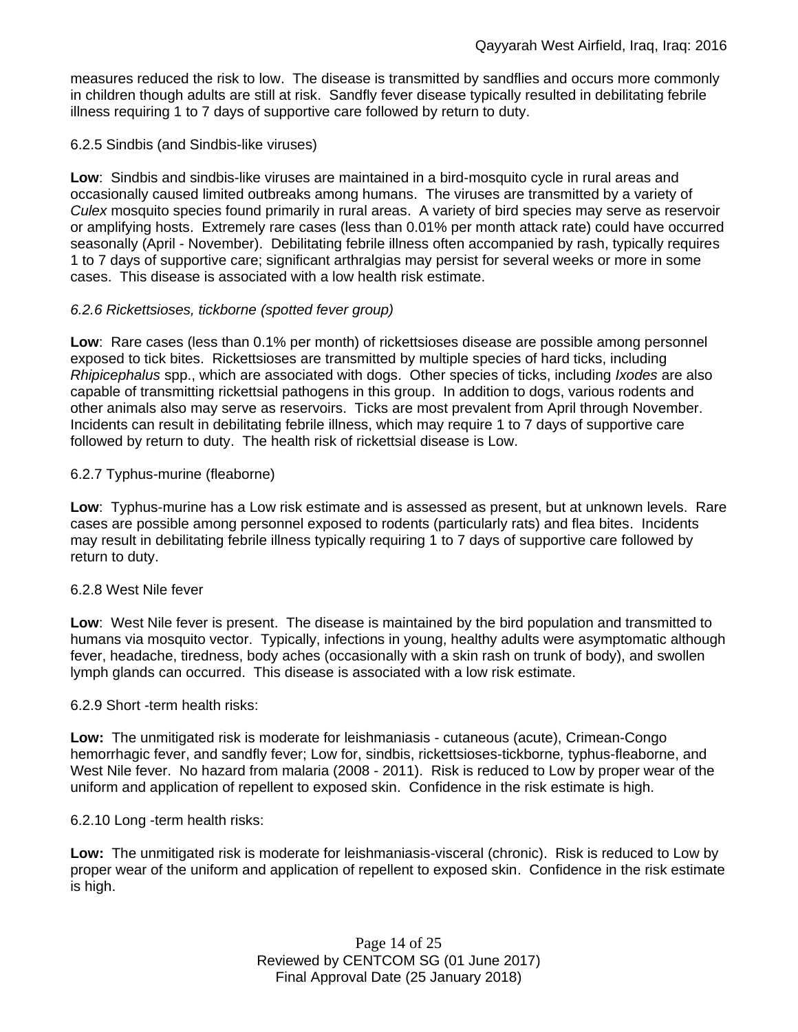measures reduced the risk to low. The disease is transmitted by sandflies and occurs more commonly in children though adults are still at risk. Sandfly fever disease typically resulted in debilitating febrile illness requiring 1 to 7 days of supportive care followed by return to duty.

6.2.5 Sindbis (and Sindbis-like viruses)

**Low**: Sindbis and sindbis-like viruses are maintained in a bird-mosquito cycle in rural areas and occasionally caused limited outbreaks among humans. The viruses are transmitted by a variety of *Culex* mosquito species found primarily in rural areas. A variety of bird species may serve as reservoir or amplifying hosts. Extremely rare cases (less than 0.01% per month attack rate) could have occurred seasonally (April - November). Debilitating febrile illness often accompanied by rash, typically requires 1 to 7 days of supportive care; significant arthralgias may persist for several weeks or more in some cases. This disease is associated with a low health risk estimate.

*6.2.6 Rickettsioses, tickborne (spotted fever group)*

**Low**: Rare cases (less than 0.1% per month) of rickettsioses disease are possible among personnel exposed to tick bites. Rickettsioses are transmitted by multiple species of hard ticks, including *Rhipicephalus* spp., which are associated with dogs. Other species of ticks, including *Ixodes* are also capable of transmitting rickettsial pathogens in this group. In addition to dogs, various rodents and other animals also may serve as reservoirs. Ticks are most prevalent from April through November. Incidents can result in debilitating febrile illness, which may require 1 to 7 days of supportive care followed by return to duty. The health risk of rickettsial disease is Low.

6.2.7 Typhus-murine (fleaborne)

**Low**: Typhus-murine has a Low risk estimate and is assessed as present, but at unknown levels. Rare cases are possible among personnel exposed to rodents (particularly rats) and flea bites. Incidents may result in debilitating febrile illness typically requiring 1 to 7 days of supportive care followed by return to duty.

6.2.8 West Nile fever

**Low**: West Nile fever is present. The disease is maintained by the bird population and transmitted to humans via mosquito vector. Typically, infections in young, healthy adults were asymptomatic although fever, headache, tiredness, body aches (occasionally with a skin rash on trunk of body), and swollen lymph glands can occurred. This disease is associated with a low risk estimate.

6.2.9 Short -term health risks:

**Low:** The unmitigated risk is moderate for leishmaniasis - cutaneous (acute), Crimean-Congo hemorrhagic fever, and sandfly fever; Low for, sindbis, rickettsioses-tickborne*,* typhus-fleaborne, and West Nile fever. No hazard from malaria (2008 - 2011). Risk is reduced to Low by proper wear of the uniform and application of repellent to exposed skin. Confidence in the risk estimate is high.

6.2.10 Long -term health risks:

**Low:** The unmitigated risk is moderate for leishmaniasis-visceral (chronic). Risk is reduced to Low by proper wear of the uniform and application of repellent to exposed skin. Confidence in the risk estimate is high.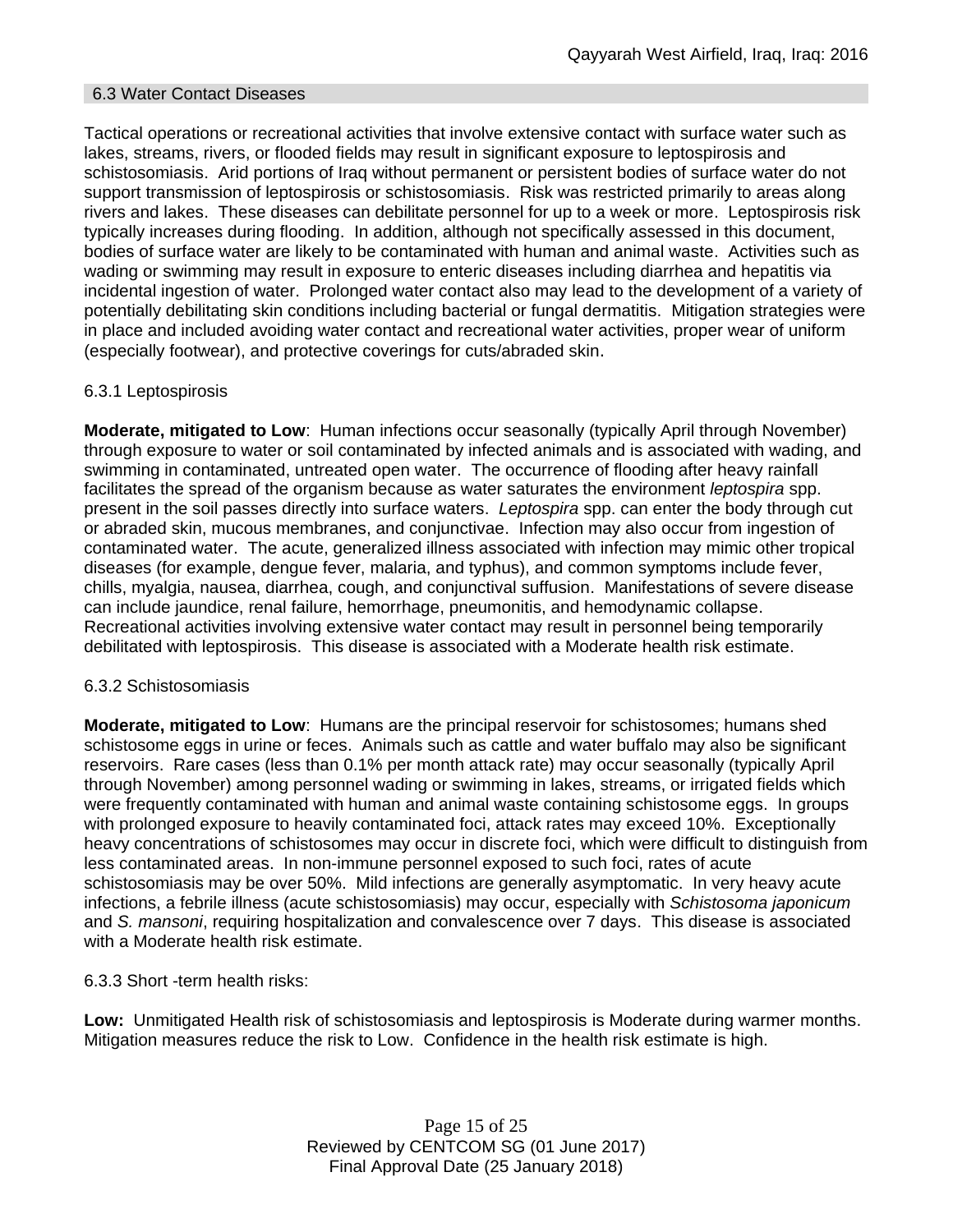## 6.3 Water Contact Diseases

Tactical operations or recreational activities that involve extensive contact with surface water such as lakes, streams, rivers, or flooded fields may result in significant exposure to leptospirosis and schistosomiasis. Arid portions of Iraq without permanent or persistent bodies of surface water do not support transmission of leptospirosis or schistosomiasis. Risk was restricted primarily to areas along rivers and lakes. These diseases can debilitate personnel for up to a week or more. Leptospirosis risk typically increases during flooding. In addition, although not specifically assessed in this document, bodies of surface water are likely to be contaminated with human and animal waste. Activities such as wading or swimming may result in exposure to enteric diseases including diarrhea and hepatitis via incidental ingestion of water. Prolonged water contact also may lead to the development of a variety of potentially debilitating skin conditions including bacterial or fungal dermatitis. Mitigation strategies were in place and included avoiding water contact and recreational water activities, proper wear of uniform (especially footwear), and protective coverings for cuts/abraded skin.

### 6.3.1 Leptospirosis

**Moderate, mitigated to Low**: Human infections occur seasonally (typically April through November) through exposure to water or soil contaminated by infected animals and is associated with wading, and swimming in contaminated, untreated open water. The occurrence of flooding after heavy rainfall facilitates the spread of the organism because as water saturates the environment *leptospira* spp. present in the soil passes directly into surface waters. *Leptospira* spp. can enter the body through cut or abraded skin, mucous membranes, and conjunctivae. Infection may also occur from ingestion of contaminated water. The acute, generalized illness associated with infection may mimic other tropical diseases (for example, dengue fever, malaria, and typhus), and common symptoms include fever, chills, myalgia, nausea, diarrhea, cough, and conjunctival suffusion. Manifestations of severe disease can include jaundice, renal failure, hemorrhage, pneumonitis, and hemodynamic collapse. Recreational activities involving extensive water contact may result in personnel being temporarily debilitated with leptospirosis. This disease is associated with a Moderate health risk estimate.

### 6.3.2 Schistosomiasis

**Moderate, mitigated to Low**: Humans are the principal reservoir for schistosomes; humans shed schistosome eggs in urine or feces. Animals such as cattle and water buffalo may also be significant reservoirs. Rare cases (less than 0.1% per month attack rate) may occur seasonally (typically April through November) among personnel wading or swimming in lakes, streams, or irrigated fields which were frequently contaminated with human and animal waste containing schistosome eggs. In groups with prolonged exposure to heavily contaminated foci, attack rates may exceed 10%. Exceptionally heavy concentrations of schistosomes may occur in discrete foci, which were difficult to distinguish from less contaminated areas. In non-immune personnel exposed to such foci, rates of acute schistosomiasis may be over 50%. Mild infections are generally asymptomatic. In very heavy acute infections, a febrile illness (acute schistosomiasis) may occur, especially with *Schistosoma japonicum* and *S. mansoni*, requiring hospitalization and convalescence over 7 days. This disease is associated with a Moderate health risk estimate.

### 6.3.3 Short -term health risks:

**Low:** Unmitigated Health risk of schistosomiasis and leptospirosis is Moderate during warmer months. Mitigation measures reduce the risk to Low. Confidence in the health risk estimate is high.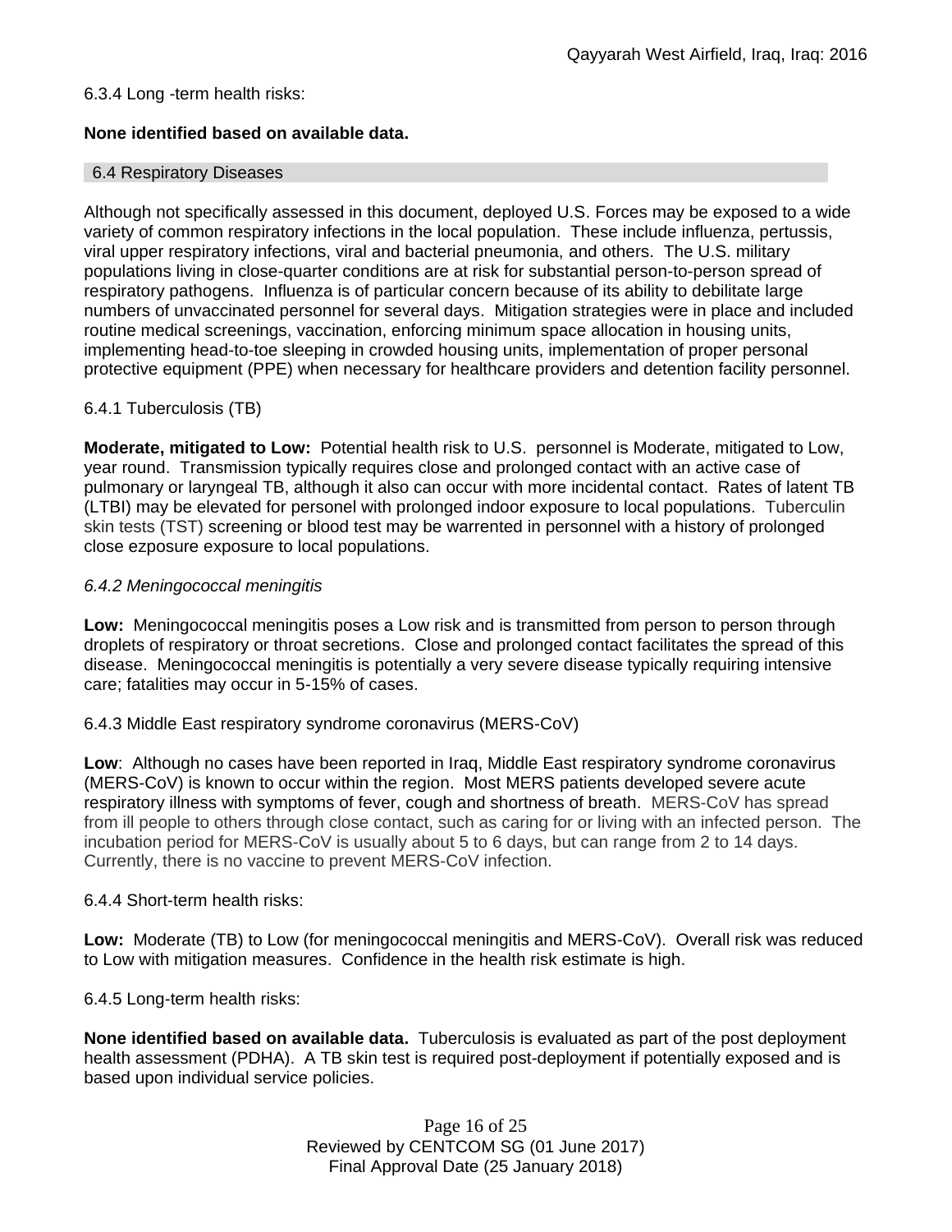6.3.4 Long -term health risks:

**None identified based on available data.**

## 6.4 Respiratory Diseases

Although not specifically assessed in this document, deployed U.S. Forces may be exposed to a wide variety of common respiratory infections in the local population. These include influenza, pertussis, viral upper respiratory infections, viral and bacterial pneumonia, and others. The U.S. military populations living in close-quarter conditions are at risk for substantial person-to-person spread of respiratory pathogens. Influenza is of particular concern because of its ability to debilitate large numbers of unvaccinated personnel for several days. Mitigation strategies were in place and included routine medical screenings, vaccination, enforcing minimum space allocation in housing units, implementing head-to-toe sleeping in crowded housing units, implementation of proper personal protective equipment (PPE) when necessary for healthcare providers and detention facility personnel.

6.4.1 Tuberculosis (TB)

**Moderate, mitigated to Low:** Potential health risk to U.S. personnel is Moderate, mitigated to Low, year round. Transmission typically requires close and prolonged contact with an active case of pulmonary or laryngeal TB, although it also can occur with more incidental contact. Rates of latent TB (LTBI) may be elevated for personel with prolonged indoor exposure to local populations. Tuberculin skin tests (TST) screening or blood test may be warrented in personnel with a history of prolonged close ezposure exposure to local populations.

*6.4.2 Meningococcal meningitis*

**Low:** Meningococcal meningitis poses a Low risk and is transmitted from person to person through droplets of respiratory or throat secretions. Close and prolonged contact facilitates the spread of this disease. Meningococcal meningitis is potentially a very severe disease typically requiring intensive care; fatalities may occur in 5-15% of cases.

6.4.3 Middle East respiratory syndrome coronavirus (MERS-CoV)

**Low**: Although no cases have been reported in Iraq, Middle East respiratory syndrome coronavirus (MERS-CoV) is known to occur within the region. Most MERS patients developed severe acute respiratory illness with symptoms of fever, cough and shortness of breath. MERS-CoV has spread from ill people to others through close contact, such as caring for or living with an infected person. The incubation period for MERS-CoV is usually about 5 to 6 days, but can range from 2 to 14 days. Currently, there is no vaccine to prevent MERS-CoV infection.

6.4.4 Short-term health risks:

**Low:** Moderate (TB) to Low (for meningococcal meningitis and MERS-CoV). Overall risk was reduced to Low with mitigation measures. Confidence in the health risk estimate is high.

6.4.5 Long-term health risks:

**None identified based on available data.** Tuberculosis is evaluated as part of the post deployment health assessment (PDHA). A TB skin test is required post-deployment if potentially exposed and is based upon individual service policies.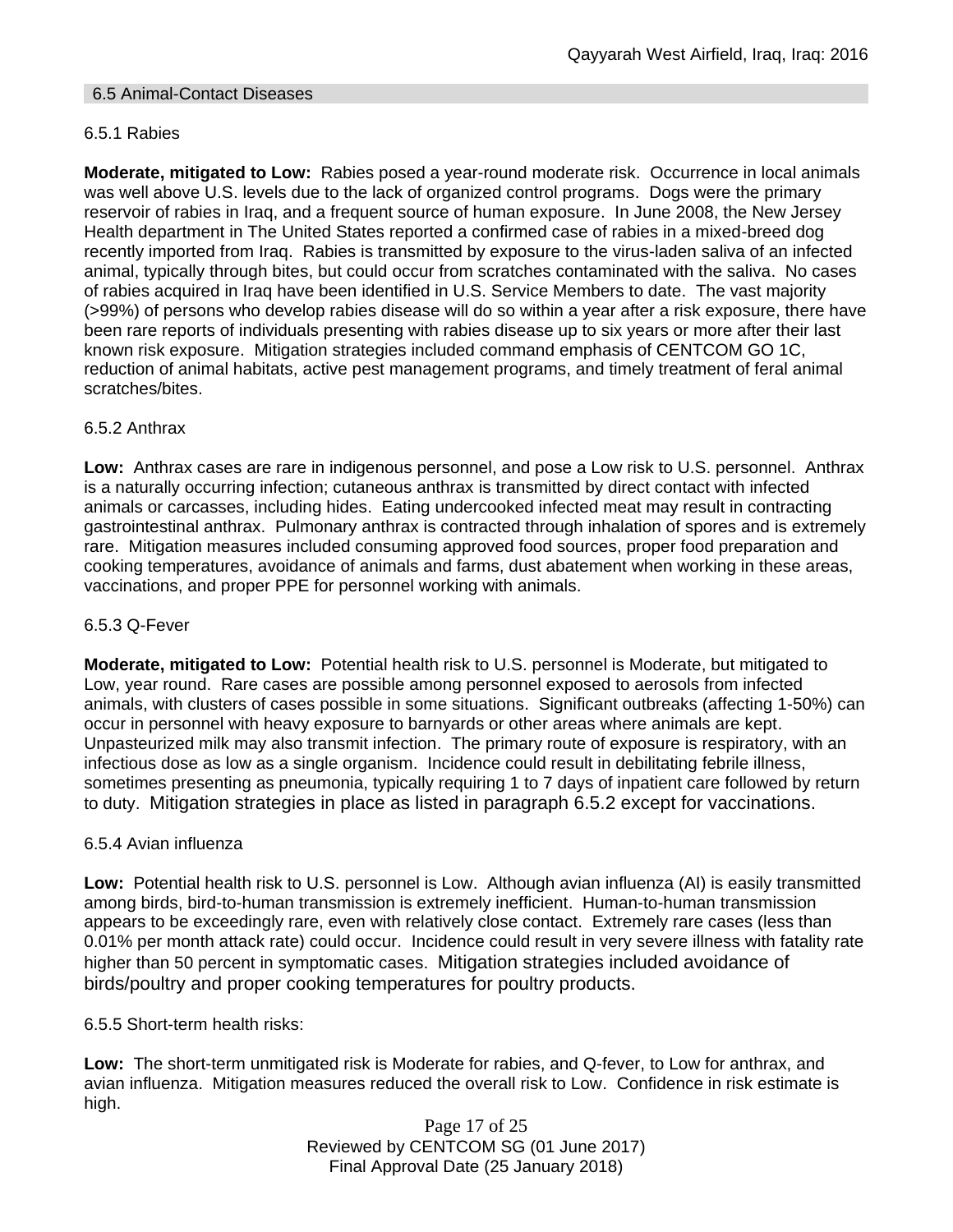## 6.5 Animal-Contact Diseases

### 6.5.1 Rabies

**Moderate, mitigated to Low:** Rabies posed a year-round moderate risk. Occurrence in local animals was well above U.S. levels due to the lack of organized control programs. Dogs were the primary reservoir of rabies in Iraq, and a frequent source of human exposure. In June 2008, the New Jersey Health department in The United States reported a confirmed case of rabies in a mixed-breed dog recently imported from Iraq. Rabies is transmitted by exposure to the virus-laden saliva of an infected animal, typically through bites, but could occur from scratches contaminated with the saliva. No cases of rabies acquired in Iraq have been identified in U.S. Service Members to date. The vast majority (>99%) of persons who develop rabies disease will do so within a year after a risk exposure, there have been rare reports of individuals presenting with rabies disease up to six years or more after their last known risk exposure. Mitigation strategies included command emphasis of CENTCOM GO 1C, reduction of animal habitats, active pest management programs, and timely treatment of feral animal scratches/bites.

### 6.5.2 Anthrax

**Low:** Anthrax cases are rare in indigenous personnel, and pose a Low risk to U.S. personnel. Anthrax is a naturally occurring infection; cutaneous anthrax is transmitted by direct contact with infected animals or carcasses, including hides. Eating undercooked infected meat may result in contracting gastrointestinal anthrax. Pulmonary anthrax is contracted through inhalation of spores and is extremely rare. Mitigation measures included consuming approved food sources, proper food preparation and cooking temperatures, avoidance of animals and farms, dust abatement when working in these areas, vaccinations, and proper PPE for personnel working with animals.

### 6.5.3 Q-Fever

**Moderate, mitigated to Low:** Potential health risk to U.S. personnel is Moderate, but mitigated to Low, year round. Rare cases are possible among personnel exposed to aerosols from infected animals, with clusters of cases possible in some situations. Significant outbreaks (affecting 1-50%) can occur in personnel with heavy exposure to barnyards or other areas where animals are kept. Unpasteurized milk may also transmit infection. The primary route of exposure is respiratory, with an infectious dose as low as a single organism. Incidence could result in debilitating febrile illness, sometimes presenting as pneumonia, typically requiring 1 to 7 days of inpatient care followed by return to duty. Mitigation strategies in place as listed in paragraph 6.5.2 except for vaccinations.

### 6.5.4 Avian influenza

**Low:** Potential health risk to U.S. personnel is Low. Although avian influenza (AI) is easily transmitted among birds, bird-to-human transmission is extremely inefficient. Human-to-human transmission appears to be exceedingly rare, even with relatively close contact. Extremely rare cases (less than 0.01% per month attack rate) could occur. Incidence could result in very severe illness with fatality rate higher than 50 percent in symptomatic cases. Mitigation strategies included avoidance of birds/poultry and proper cooking temperatures for poultry products.

### 6.5.5 Short-term health risks:

**Low:** The short-term unmitigated risk is Moderate for rabies, and Q-fever, to Low for anthrax, and avian influenza. Mitigation measures reduced the overall risk to Low. Confidence in risk estimate is high.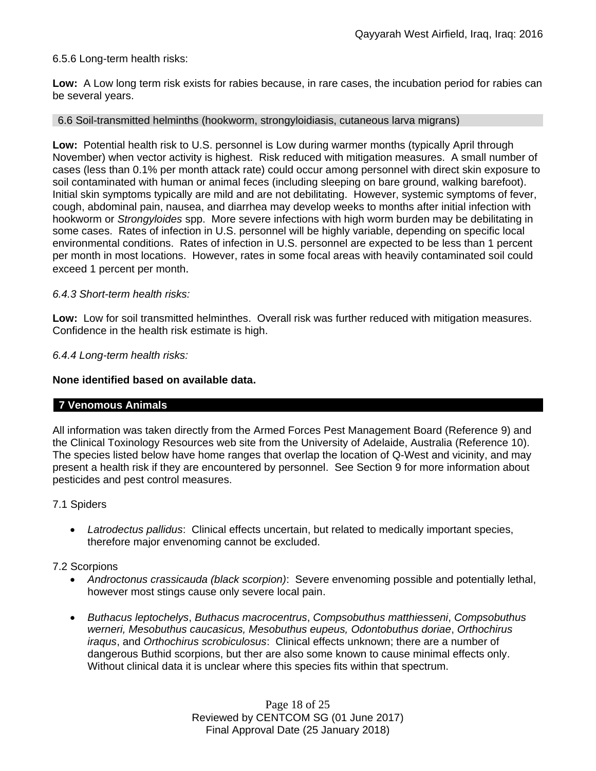6.5.6 Long-term health risks:

**Low:** A Low long term risk exists for rabies because, in rare cases, the incubation period for rabies can be several years.

### 6.6 Soil-transmitted helminths (hookworm, strongyloidiasis, cutaneous larva migrans)

**Low:** Potential health risk to U.S. personnel is Low during warmer months (typically April through November) when vector activity is highest. Risk reduced with mitigation measures. A small number of cases (less than 0.1% per month attack rate) could occur among personnel with direct skin exposure to soil contaminated with human or animal feces (including sleeping on bare ground, walking barefoot). Initial skin symptoms typically are mild and are not debilitating. However, systemic symptoms of fever, cough, abdominal pain, nausea, and diarrhea may develop weeks to months after initial infection with hookworm or *Strongyloides* spp. More severe infections with high worm burden may be debilitating in some cases. Rates of infection in U.S. personnel will be highly variable, depending on specific local environmental conditions. Rates of infection in U.S. personnel are expected to be less than 1 percent per month in most locations. However, rates in some focal areas with heavily contaminated soil could exceed 1 percent per month.

*6.4.3 Short-term health risks:*

**Low:** Low for soil transmitted helminthes. Overall risk was further reduced with mitigation measures. Confidence in the health risk estimate is high.

*6.4.4 Long-term health risks:*

**None identified based on available data.**

## 7 Venomous Animals

All information was taken directly from the Armed Forces Pest Management Board (Reference 9) and the Clinical Toxinology Resources web site from the University of Adelaide, Australia (Reference 10). The species listed below have home ranges that overlap the location of Q-West and vicinity, and may present a health risk if they are encountered by personnel. See Section 9 for more information about pesticides and pest control measures.

7.1 Spiders

- *Latrodectus pallidus*: Clinical effects uncertain, but related to medically important species, therefore major envenoming cannot be excluded.

7.2 Scorpions

- *Androctonus crassicauda (black scorpion)*: Severe envenoming possible and potentially lethal, however most stings cause only severe local pain.
- *Buthacus leptochelys*, *Buthacus macrocentrus*, *Compsobuthus matthiesseni*, *Compsobuthus werneri, Mesobuthus caucasicus, Mesobuthus eupeus, Odontobuthus doriae*, *Orthochirus iraqus*, and *Orthochirus scrobiculosus*: Clinical effects unknown; there are a number of dangerous Buthid scorpions, but ther are also some known to cause minimal effects only. Without clinical data it is unclear where this species fits within that spectrum.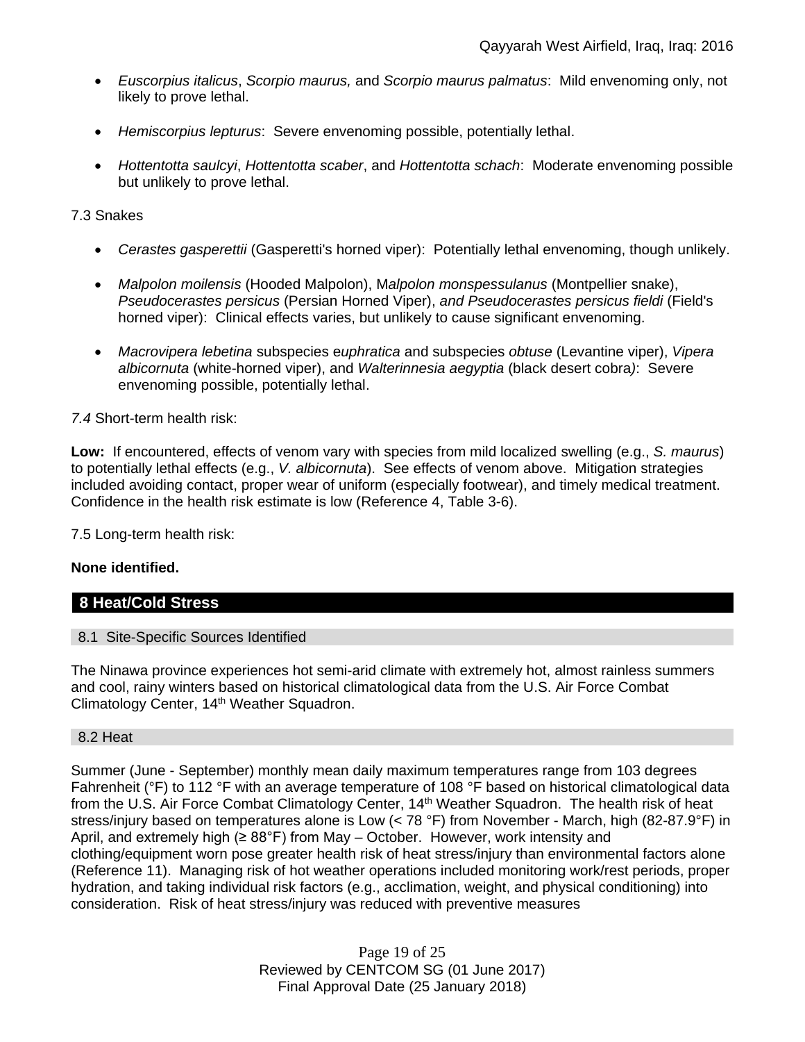- *Euscorpius italicus*, *Scorpio maurus,* and *Scorpio maurus palmatus*: Mild envenoming only, not likely to prove lethal.

- *Hemiscorpius lepturus*: Severe envenoming possible, potentially lethal.

- *Hottentotta saulcyi*, *Hottentotta scaber*, and *Hottentotta schach*: Moderate envenoming possible but unlikely to prove lethal.

7.3 Snakes

- *Cerastes gasperettii* (Gasperetti's horned viper): Potentially lethal envenoming, though unlikely.

- *Malpolon moilensis* (Hooded Malpolon), M*alpolon monspessulanus* (Montpellier snake), *Pseudocerastes persicus* (Persian Horned Viper), *and Pseudocerastes persicus fieldi* (Field's horned viper): Clinical effects varies, but unlikely to cause significant envenoming.

- *Macrovipera lebetina* subspecies e*uphratica* and subspecies *obtuse* (Levantine viper), *Vipera albicornuta* (white-horned viper), and *Walterinnesia aegyptia* (black desert cobra*)*: Severe envenoming possible, potentially lethal.

*7.4* Short-term health risk:

**Low:** If encountered, effects of venom vary with species from mild localized swelling (e.g., *S. maurus*) to potentially lethal effects (e.g., *V. albicornuta*). See effects of venom above. Mitigation strategies included avoiding contact, proper wear of uniform (especially footwear), and timely medical treatment. Confidence in the health risk estimate is low (Reference 4, Table 3-6).

7.5 Long-term health risk:

**None identified.**

## 8 Heat/Cold Stress

### 8.1 Site-Specific Sources Identified

The Ninawa province experiences hot semi-arid climate with extremely hot, almost rainless summers and cool, rainy winters based on historical climatological data from the U.S. Air Force Combat Climatology Center, 14th Weather Squadron.

### 8.2 Heat

Summer (June - September) monthly mean daily maximum temperatures range from 103 degrees Fahrenheit (°F) to 112 °F with an average temperature of 108 °F based on historical climatological data from the U.S. Air Force Combat Climatology Center, 14th Weather Squadron. The health risk of heat stress/injury based on temperatures alone is Low (< 78 °F) from November - March, high (82-87.9°F) in April, and extremely high (≥ 88°F) from May – October. However, work intensity and clothing/equipment worn pose greater health risk of heat stress/injury than environmental factors alone (Reference 11). Managing risk of hot weather operations included monitoring work/rest periods, proper hydration, and taking individual risk factors (e.g., acclimation, weight, and physical conditioning) into consideration. Risk of heat stress/injury was reduced with preventive measures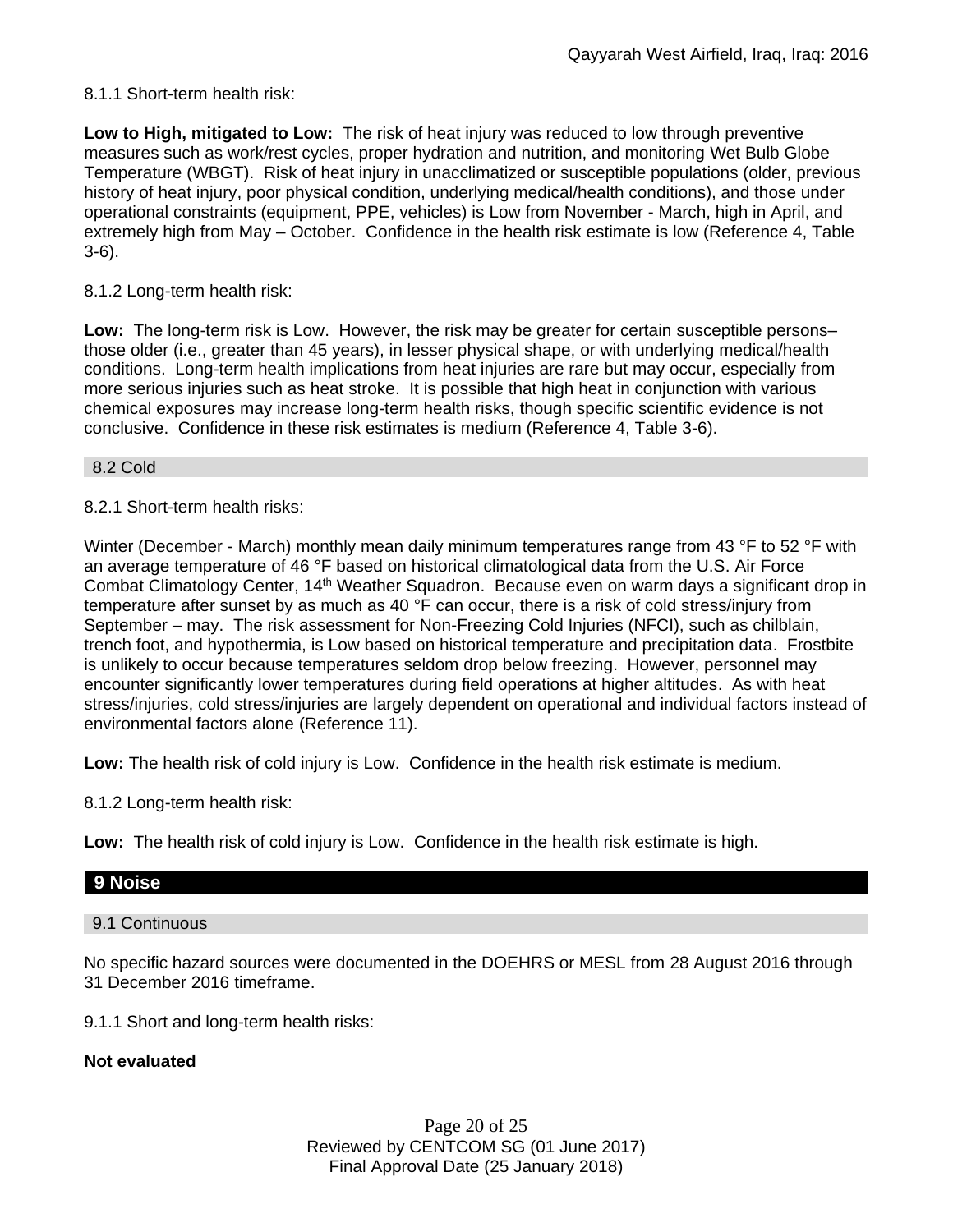8.1.1 Short-term health risk:

**Low to High, mitigated to Low:** The risk of heat injury was reduced to low through preventive measures such as work/rest cycles, proper hydration and nutrition, and monitoring Wet Bulb Globe Temperature (WBGT). Risk of heat injury in unacclimatized or susceptible populations (older, previous history of heat injury, poor physical condition, underlying medical/health conditions), and those under operational constraints (equipment, PPE, vehicles) is Low from November - March, high in April, and extremely high from May – October. Confidence in the health risk estimate is low (Reference 4, Table 3-6).

8.1.2 Long-term health risk:

**Low:** The long-term risk is Low. However, the risk may be greater for certain susceptible persons–those older (i.e., greater than 45 years), in lesser physical shape, or with underlying medical/health conditions. Long-term health implications from heat injuries are rare but may occur, especially from more serious injuries such as heat stroke. It is possible that high heat in conjunction with various chemical exposures may increase long-term health risks, though specific scientific evidence is not conclusive. Confidence in these risk estimates is medium (Reference 4, Table 3-6).

### 8.2 Cold

8.2.1 Short-term health risks:

Winter (December - March) monthly mean daily minimum temperatures range from 43 °F to 52 °F with an average temperature of 46 °F based on historical climatological data from the U.S. Air Force Combat Climatology Center, 14th Weather Squadron. Because even on warm days a significant drop in temperature after sunset by as much as 40 °F can occur, there is a risk of cold stress/injury from September – may. The risk assessment for Non-Freezing Cold Injuries (NFCI), such as chilblain, trench foot, and hypothermia, is Low based on historical temperature and precipitation data. Frostbite is unlikely to occur because temperatures seldom drop below freezing. However, personnel may encounter significantly lower temperatures during field operations at higher altitudes. As with heat stress/injuries, cold stress/injuries are largely dependent on operational and individual factors instead of environmental factors alone (Reference 11).

**Low:** The health risk of cold injury is Low. Confidence in the health risk estimate is medium.

8.1.2 Long-term health risk:

**Low:** The health risk of cold injury is Low. Confidence in the health risk estimate is high.

## 9 Noise

### 9.1 Continuous

No specific hazard sources were documented in the DOEHRS or MESL from 28 August 2016 through 31 December 2016 timeframe.

9.1.1 Short and long-term health risks:

**Not evaluated**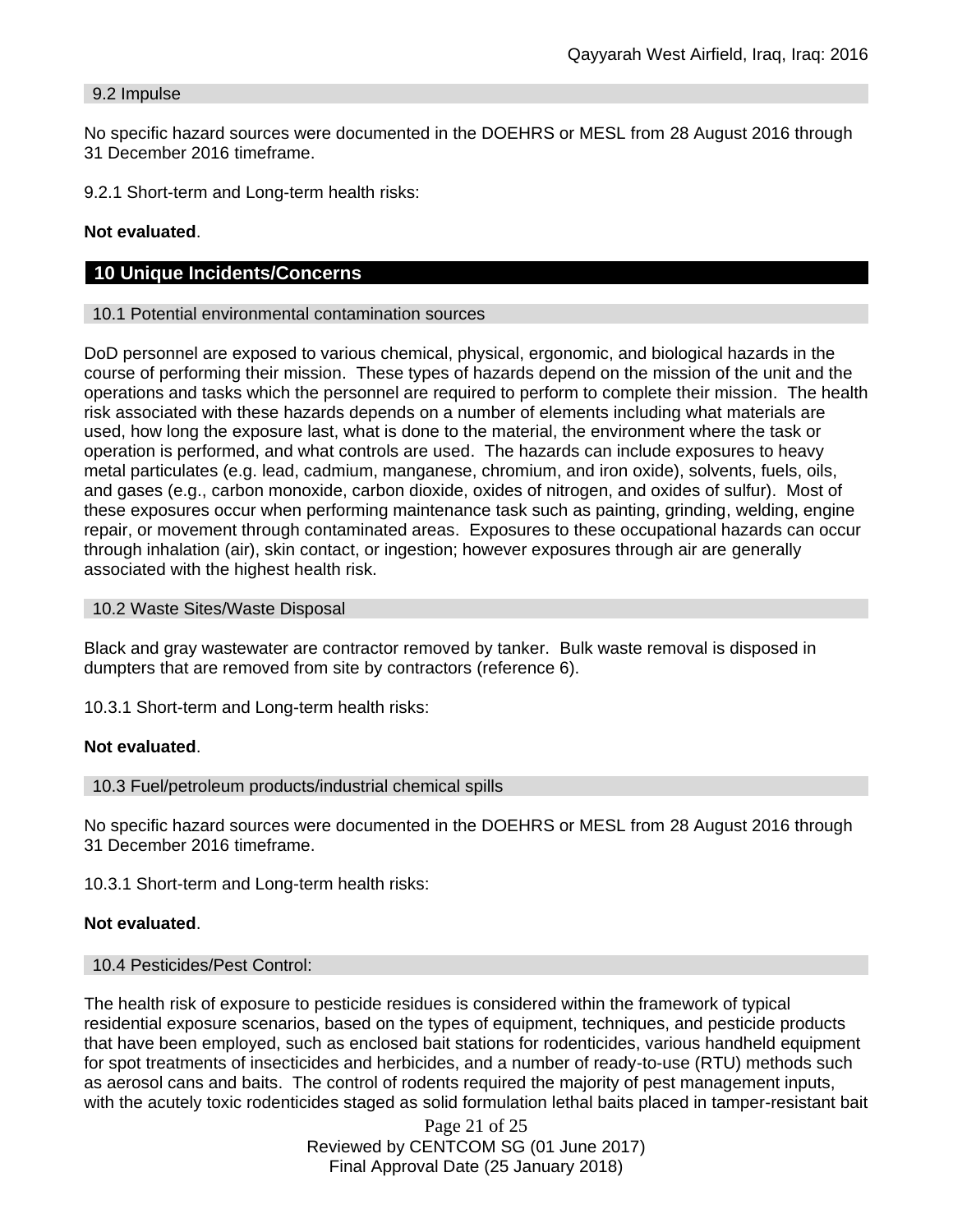### 9.2 Impulse

No specific hazard sources were documented in the DOEHRS or MESL from 28 August 2016 through 31 December 2016 timeframe.

9.2.1 Short-term and Long-term health risks:

**Not evaluated**.

## 10 Unique Incidents/Concerns

### 10.1 Potential environmental contamination sources

DoD personnel are exposed to various chemical, physical, ergonomic, and biological hazards in the course of performing their mission. These types of hazards depend on the mission of the unit and the operations and tasks which the personnel are required to perform to complete their mission. The health risk associated with these hazards depends on a number of elements including what materials are used, how long the exposure last, what is done to the material, the environment where the task or operation is performed, and what controls are used. The hazards can include exposures to heavy metal particulates (e.g. lead, cadmium, manganese, chromium, and iron oxide), solvents, fuels, oils, and gases (e.g., carbon monoxide, carbon dioxide, oxides of nitrogen, and oxides of sulfur). Most of these exposures occur when performing maintenance task such as painting, grinding, welding, engine repair, or movement through contaminated areas. Exposures to these occupational hazards can occur through inhalation (air), skin contact, or ingestion; however exposures through air are generally associated with the highest health risk.

### 10.2 Waste Sites/Waste Disposal

Black and gray wastewater are contractor removed by tanker. Bulk waste removal is disposed in dumpters that are removed from site by contractors (reference 6).

10.3.1 Short-term and Long-term health risks:

**Not evaluated**.

### 10.3 Fuel/petroleum products/industrial chemical spills

No specific hazard sources were documented in the DOEHRS or MESL from 28 August 2016 through 31 December 2016 timeframe.

10.3.1 Short-term and Long-term health risks:

**Not evaluated**.

### 10.4 Pesticides/Pest Control:

The health risk of exposure to pesticide residues is considered within the framework of typical residential exposure scenarios, based on the types of equipment, techniques, and pesticide products that have been employed, such as enclosed bait stations for rodenticides, various handheld equipment for spot treatments of insecticides and herbicides, and a number of ready-to-use (RTU) methods such as aerosol cans and baits. The control of rodents required the majority of pest management inputs, with the acutely toxic rodenticides staged as solid formulation lethal baits placed in tamper-resistant bait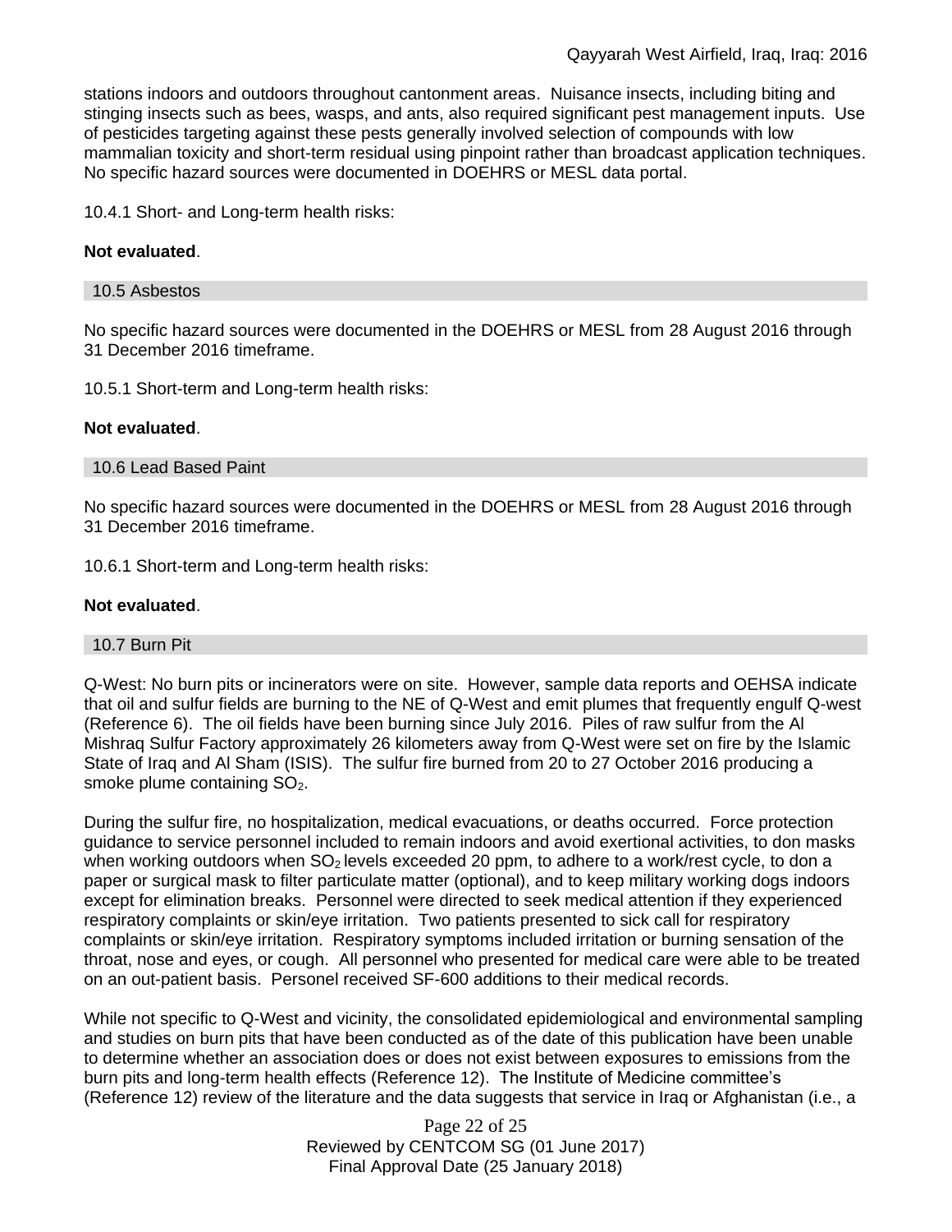stations indoors and outdoors throughout cantonment areas.  Nuisance insects, including biting and stinging insects such as bees, wasps, and ants, also required significant pest management inputs.  Use of pesticides targeting against these pests generally involved selection of compounds with low mammalian toxicity and short-term residual using pinpoint rather than broadcast application techniques.  No specific hazard sources were documented in DOEHRS or MESL data portal.

10.4.1 Short- and Long-term health risks:

**Not evaluated**.

### 10.5 Asbestos

No specific hazard sources were documented in the DOEHRS or MESL from 28 August 2016 through 31 December 2016 timeframe.

10.5.1 Short-term and Long-term health risks:

**Not evaluated**.

### 10.6 Lead Based Paint

No specific hazard sources were documented in the DOEHRS or MESL from 28 August 2016 through 31 December 2016 timeframe.

10.6.1 Short-term and Long-term health risks:

**Not evaluated**.

### 10.7 Burn Pit

Q-West: No burn pits or incinerators were on site.  However, sample data reports and OEHSA indicate that oil and sulfur fields are burning to the NE of Q-West and emit plumes that frequently engulf Q-west (Reference 6).  The oil fields have been burning since July 2016.  Piles of raw sulfur from the Al Mishraq Sulfur Factory approximately 26 kilometers away from Q-West were set on fire by the Islamic State of Iraq and Al Sham (ISIS).  The sulfur fire burned from 20 to 27 October 2016 producing a smoke plume containing $SO_2$.

During the sulfur fire, no hospitalization, medical evacuations, or deaths occurred.  Force protection guidance to service personnel included to remain indoors and avoid exertional activities, to don masks when working outdoors when $SO_2$ levels exceeded 20 ppm, to adhere to a work/rest cycle, to don a paper or surgical mask to filter particulate matter (optional), and to keep military working dogs indoors except for elimination breaks.  Personnel were directed to seek medical attention if they experienced respiratory complaints or skin/eye irritation.  Two patients presented to sick call for respiratory complaints or skin/eye irritation.  Respiratory symptoms included irritation or burning sensation of the throat, nose and eyes, or cough.  All personnel who presented for medical care were able to be treated on an out-patient basis.  Personel received SF-600 additions to their medical records.

While not specific to Q-West and vicinity, the consolidated epidemiological and environmental sampling and studies on burn pits that have been conducted as of the date of this publication have been unable to determine whether an association does or does not exist between exposures to emissions from the burn pits and long-term health effects (Reference 12).  The Institute of Medicine committee's (Reference 12) review of the literature and the data suggests that service in Iraq or Afghanistan (i.e., a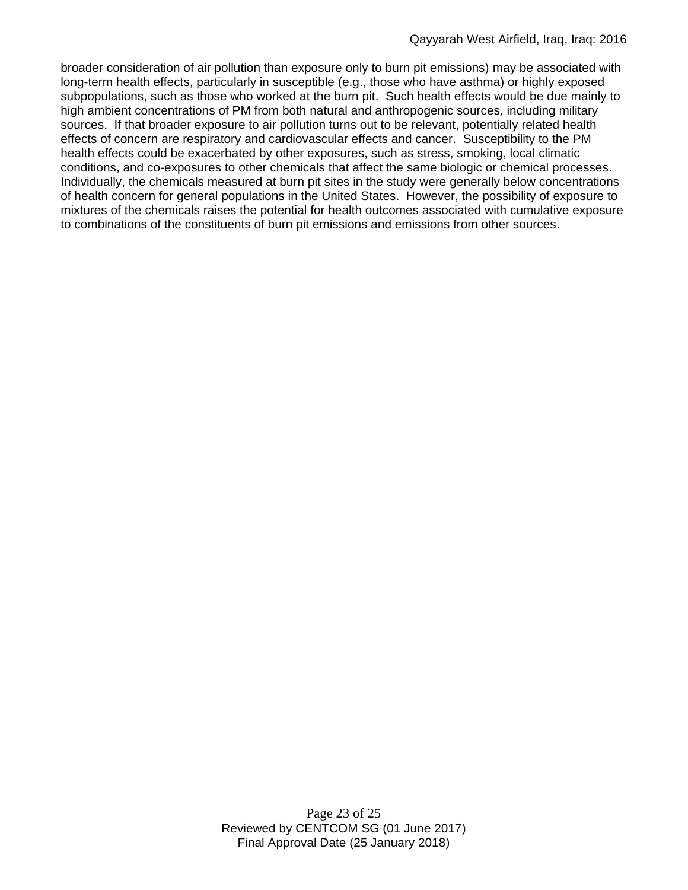broader consideration of air pollution than exposure only to burn pit emissions) may be associated with long-term health effects, particularly in susceptible (e.g., those who have asthma) or highly exposed subpopulations, such as those who worked at the burn pit. Such health effects would be due mainly to high ambient concentrations of PM from both natural and anthropogenic sources, including military sources. If that broader exposure to air pollution turns out to be relevant, potentially related health effects of concern are respiratory and cardiovascular effects and cancer. Susceptibility to the PM health effects could be exacerbated by other exposures, such as stress, smoking, local climatic conditions, and co-exposures to other chemicals that affect the same biologic or chemical processes. Individually, the chemicals measured at burn pit sites in the study were generally below concentrations of health concern for general populations in the United States. However, the possibility of exposure to mixtures of the chemicals raises the potential for health outcomes associated with cumulative exposure to combinations of the constituents of burn pit emissions and emissions from other sources.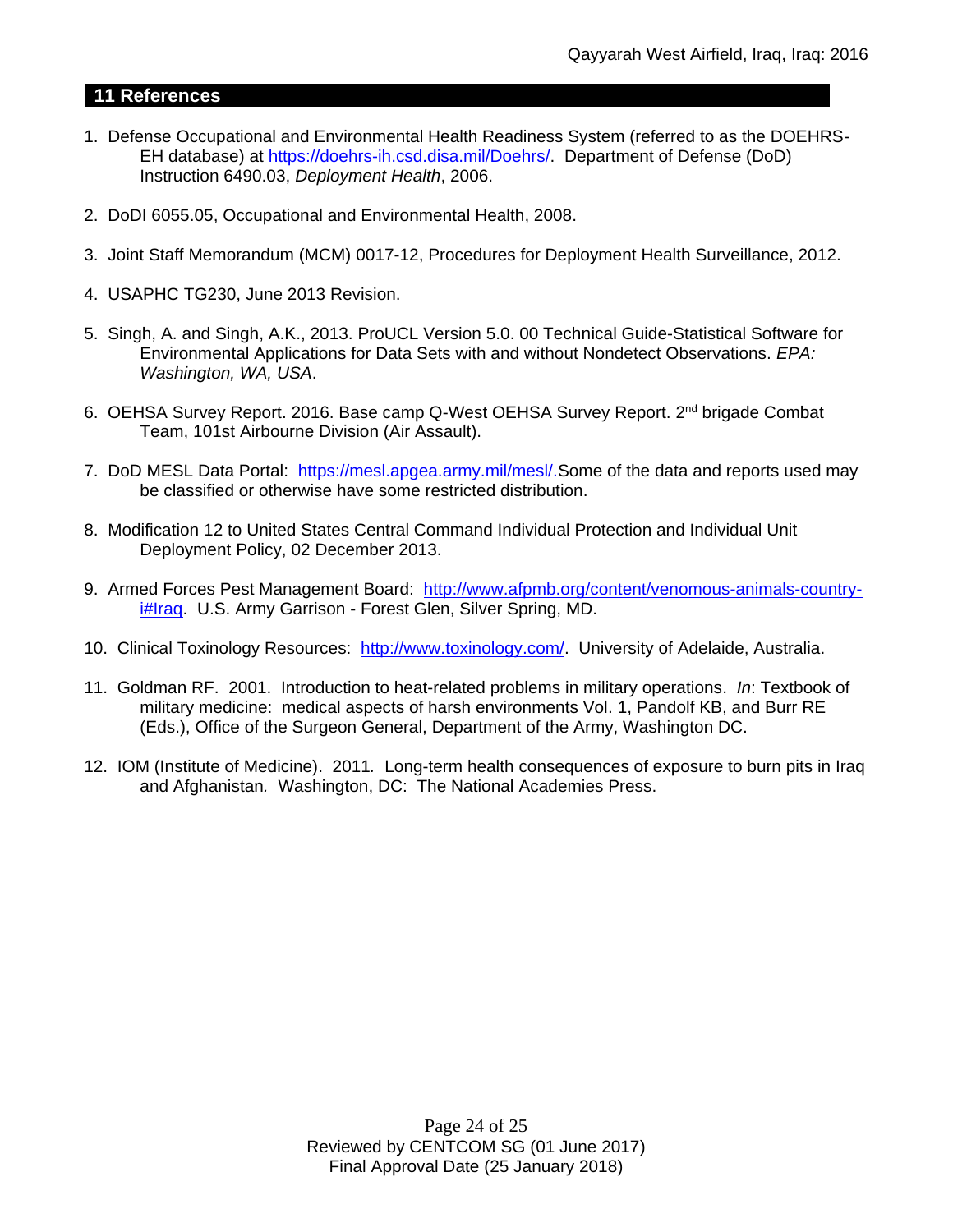## 11 References

1. Defense Occupational and Environmental Health Readiness System (referred to as the DOEHRS-EH database) at https://doehrs-ih.csd.disa.mil/Doehrs/. Department of Defense (DoD) Instruction 6490.03, *Deployment Health*, 2006.

2. DoDI 6055.05, Occupational and Environmental Health, 2008.

3. Joint Staff Memorandum (MCM) 0017-12, Procedures for Deployment Health Surveillance, 2012.

4. USAPHC TG230, June 2013 Revision.

5. Singh, A. and Singh, A.K., 2013. ProUCL Version 5.0. 00 Technical Guide-Statistical Software for Environmental Applications for Data Sets with and without Nondetect Observations. *EPA: Washington, WA, USA*.

6. OEHSA Survey Report. 2016. Base camp Q-West OEHSA Survey Report. 2nd brigade Combat Team, 101st Airbourne Division (Air Assault).

7. DoD MESL Data Portal: https://mesl.apgea.army.mil/mesl/.Some of the data and reports used may be classified or otherwise have some restricted distribution.

8. Modification 12 to United States Central Command Individual Protection and Individual Unit Deployment Policy, 02 December 2013.

9. Armed Forces Pest Management Board: http://www.afpmb.org/content/venomous-animals-country-i#Iraq. U.S. Army Garrison - Forest Glen, Silver Spring, MD.

10. Clinical Toxinology Resources: http://www.toxinology.com/. University of Adelaide, Australia.

11. Goldman RF. 2001. Introduction to heat-related problems in military operations. *In*: Textbook of military medicine: medical aspects of harsh environments Vol. 1, Pandolf KB, and Burr RE (Eds.), Office of the Surgeon General, Department of the Army, Washington DC.

12. IOM (Institute of Medicine). 2011. Long-term health consequences of exposure to burn pits in Iraq and Afghanistan. Washington, DC: The National Academies Press.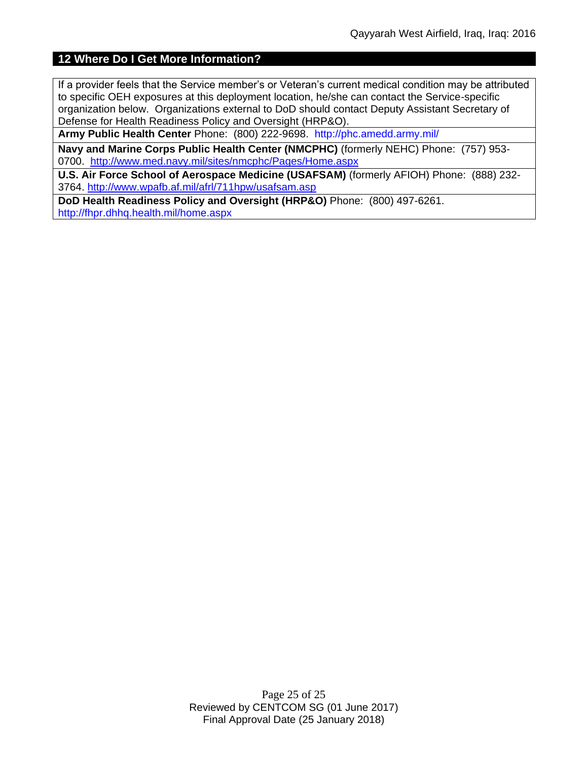## 12 Where Do I Get More Information?

| |
|---|
| If a provider feels that the Service member's or Veteran's current medical condition may be attributed to specific OEH exposures at this deployment location, he/she can contact the Service-specific organization below. Organizations external to DoD should contact Deputy Assistant Secretary of Defense for Health Readiness Policy and Oversight (HRP&O). |
| **Army Public Health Center** Phone: (800) 222-9698. http://phc.amedd.army.mil/ |
| **Navy and Marine Corps Public Health Center (NMCPHC)** (formerly NEHC) Phone: (757) 953-0700. http://www.med.navy.mil/sites/nmcphc/Pages/Home.aspx |
| **U.S. Air Force School of Aerospace Medicine (USAFSAM)** (formerly AFIOH) Phone: (888) 232-3764. http://www.wpafb.af.mil/afrl/711hpw/usafsam.asp |
| **DoD Health Readiness Policy and Oversight (HRP&O)** Phone: (800) 497-6261. http://fhpr.dhhq.health.mil/home.aspx |

Reviewed by CENTCOM SG (01 June 2017)
Final Approval Date (25 January 2018)